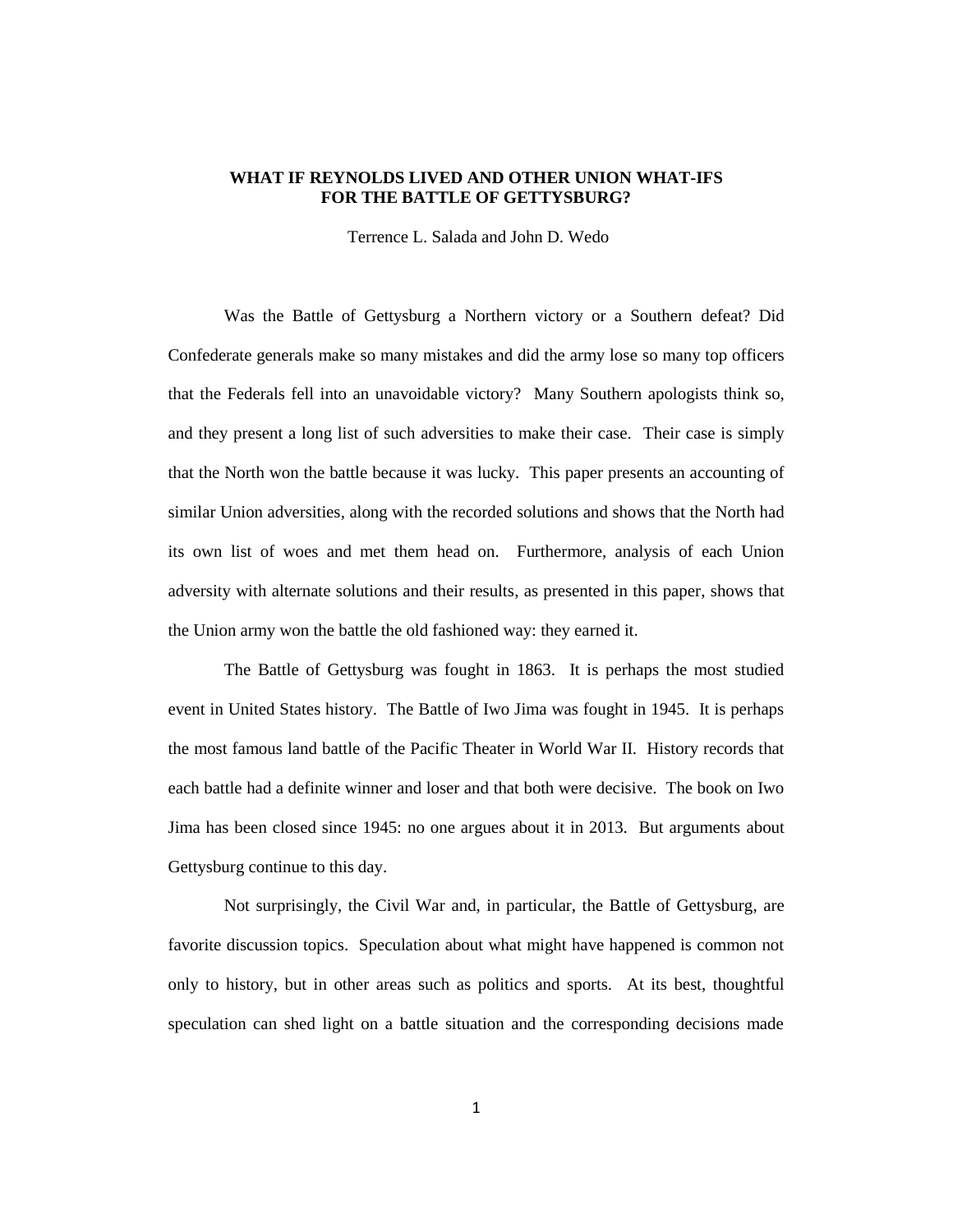# WHAT IF REYNOLDS LIVED AND OTHER UNION WHAT-IFS FOR THE BATTLE OF GETTYSBURG?

Terrence L. Salada and John D. Wedo

Was the Battle of Gettysburg a Northern victory or a Southern defeat? Did Confederate generals make so many mistakes and did the army lose so many top officers that the Federals fell into an unavoidable victory? Many Southern apologists think so, and they present a long list of such adversities to make their case. Their case is simply that the North won the battle because it was lucky. This paper presents an accounting of similar Union adversities, along with the recorded solutions and shows that the North had its own list of woes and met them head on. Furthermore, analysis of each Union adversity with alternate solutions and their results, as presented in this paper, shows that the Union army won the battle the old fashioned way: they earned it.

The Battle of Gettysburg was fought in 1863. It is perhaps the most studied event in United States history. The Battle of Iwo Jima was fought in 1945. It is perhaps the most famous land battle of the Pacific Theater in World War II. History records that each battle had a definite winner and loser and that both were decisive. The book on Iwo Jima has been closed since 1945: no one argues about it in 2013. But arguments about Gettysburg continue to this day.

Not surprisingly, the Civil War and, in particular, the Battle of Gettysburg, are favorite discussion topics. Speculation about what might have happened is common not only to history, but in other areas such as politics and sports. At its best, thoughtful speculation can shed light on a battle situation and the corresponding decisions made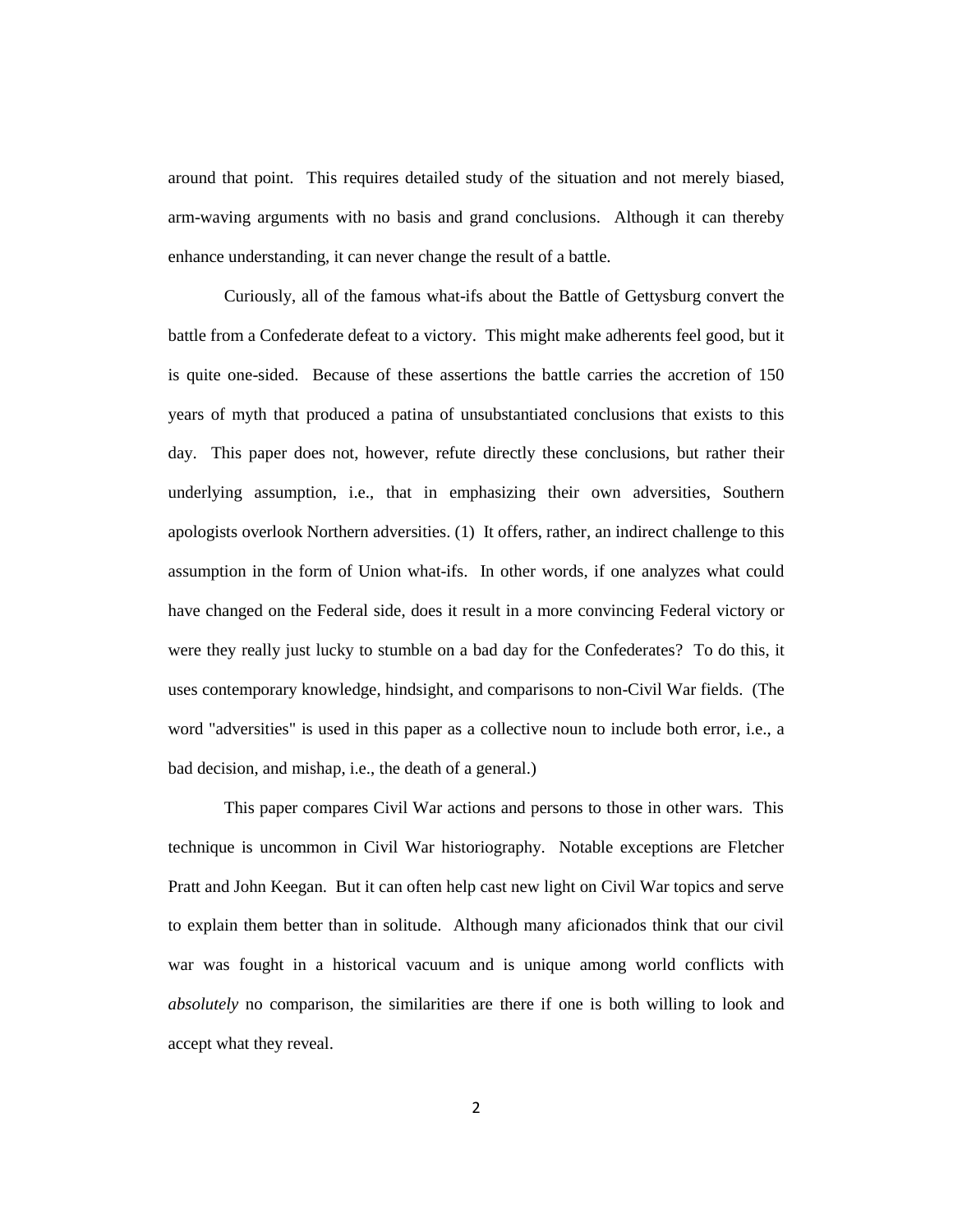around that point. This requires detailed study of the situation and not merely biased, arm-waving arguments with no basis and grand conclusions. Although it can thereby enhance understanding, it can never change the result of a battle.

Curiously, all of the famous what-ifs about the Battle of Gettysburg convert the battle from a Confederate defeat to a victory. This might make adherents feel good, but it is quite one-sided. Because of these assertions the battle carries the accretion of 150 years of myth that produced a patina of unsubstantiated conclusions that exists to this day. This paper does not, however, refute directly these conclusions, but rather their underlying assumption, i.e., that in emphasizing their own adversities, Southern apologists overlook Northern adversities. (1) It offers, rather, an indirect challenge to this assumption in the form of Union what-ifs. In other words, if one analyzes what could have changed on the Federal side, does it result in a more convincing Federal victory or were they really just lucky to stumble on a bad day for the Confederates? To do this, it uses contemporary knowledge, hindsight, and comparisons to non-Civil War fields. (The word "adversities" is used in this paper as a collective noun to include both error, i.e., a bad decision, and mishap, i.e., the death of a general.)

This paper compares Civil War actions and persons to those in other wars. This technique is uncommon in Civil War historiography. Notable exceptions are Fletcher Pratt and John Keegan. But it can often help cast new light on Civil War topics and serve to explain them better than in solitude. Although many aficionados think that our civil war was fought in a historical vacuum and is unique among world conflicts with *absolutely* no comparison, the similarities are there if one is both willing to look and accept what they reveal.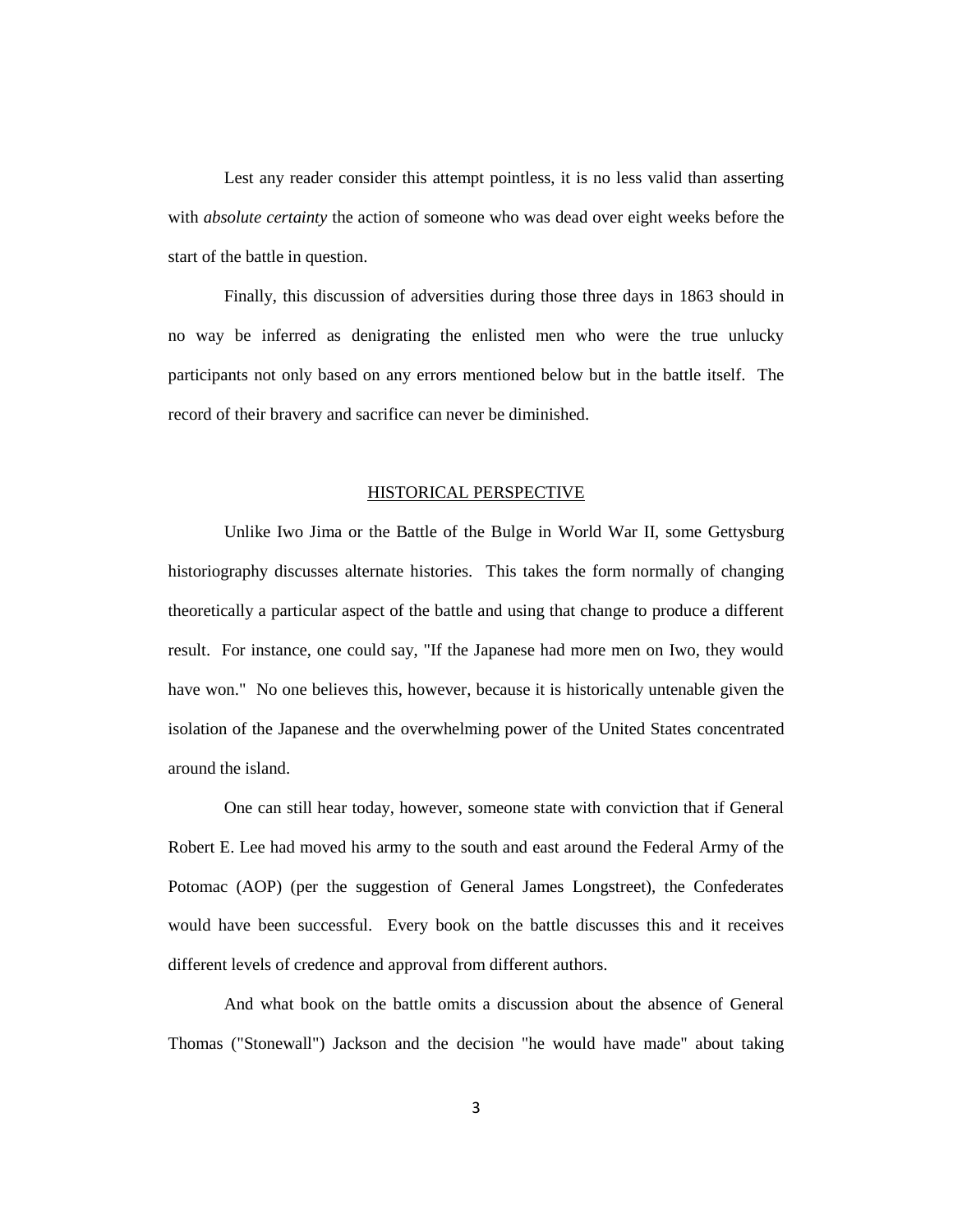Lest any reader consider this attempt pointless, it is no less valid than asserting with *absolute certainty* the action of someone who was dead over eight weeks before the start of the battle in question.

Finally, this discussion of adversities during those three days in 1863 should in no way be inferred as denigrating the enlisted men who were the true unlucky participants not only based on any errors mentioned below but in the battle itself. The record of their bravery and sacrifice can never be diminished.

## HISTORICAL PERSPECTIVE

Unlike Iwo Jima or the Battle of the Bulge in World War II, some Gettysburg historiography discusses alternate histories. This takes the form normally of changing theoretically a particular aspect of the battle and using that change to produce a different result. For instance, one could say, "If the Japanese had more men on Iwo, they would have won." No one believes this, however, because it is historically untenable given the isolation of the Japanese and the overwhelming power of the United States concentrated around the island.

One can still hear today, however, someone state with conviction that if General Robert E. Lee had moved his army to the south and east around the Federal Army of the Potomac (AOP) (per the suggestion of General James Longstreet), the Confederates would have been successful. Every book on the battle discusses this and it receives different levels of credence and approval from different authors.

And what book on the battle omits a discussion about the absence of General Thomas ("Stonewall") Jackson and the decision "he would have made" about taking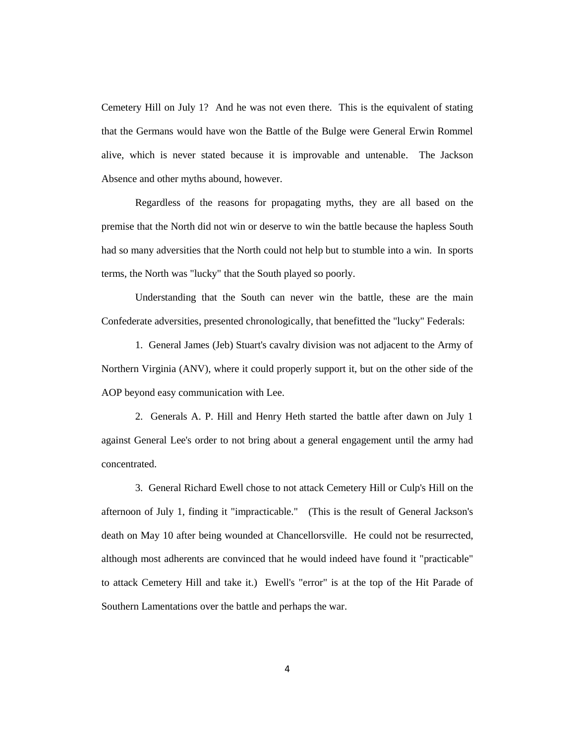Cemetery Hill on July 1? And he was not even there. This is the equivalent of stating that the Germans would have won the Battle of the Bulge were General Erwin Rommel alive, which is never stated because it is improvable and untenable. The Jackson Absence and other myths abound, however.

Regardless of the reasons for propagating myths, they are all based on the premise that the North did not win or deserve to win the battle because the hapless South had so many adversities that the North could not help but to stumble into a win. In sports terms, the North was "lucky" that the South played so poorly.

Understanding that the South can never win the battle, these are the main Confederate adversities, presented chronologically, that benefitted the "lucky" Federals:

1. General James (Jeb) Stuart's cavalry division was not adjacent to the Army of Northern Virginia (ANV), where it could properly support it, but on the other side of the AOP beyond easy communication with Lee.

2. Generals A. P. Hill and Henry Heth started the battle after dawn on July 1 against General Lee's order to not bring about a general engagement until the army had concentrated.

3. General Richard Ewell chose to not attack Cemetery Hill or Culp's Hill on the afternoon of July 1, finding it "impracticable." (This is the result of General Jackson's death on May 10 after being wounded at Chancellorsville. He could not be resurrected, although most adherents are convinced that he would indeed have found it "practicable" to attack Cemetery Hill and take it.) Ewell's "error" is at the top of the Hit Parade of Southern Lamentations over the battle and perhaps the war.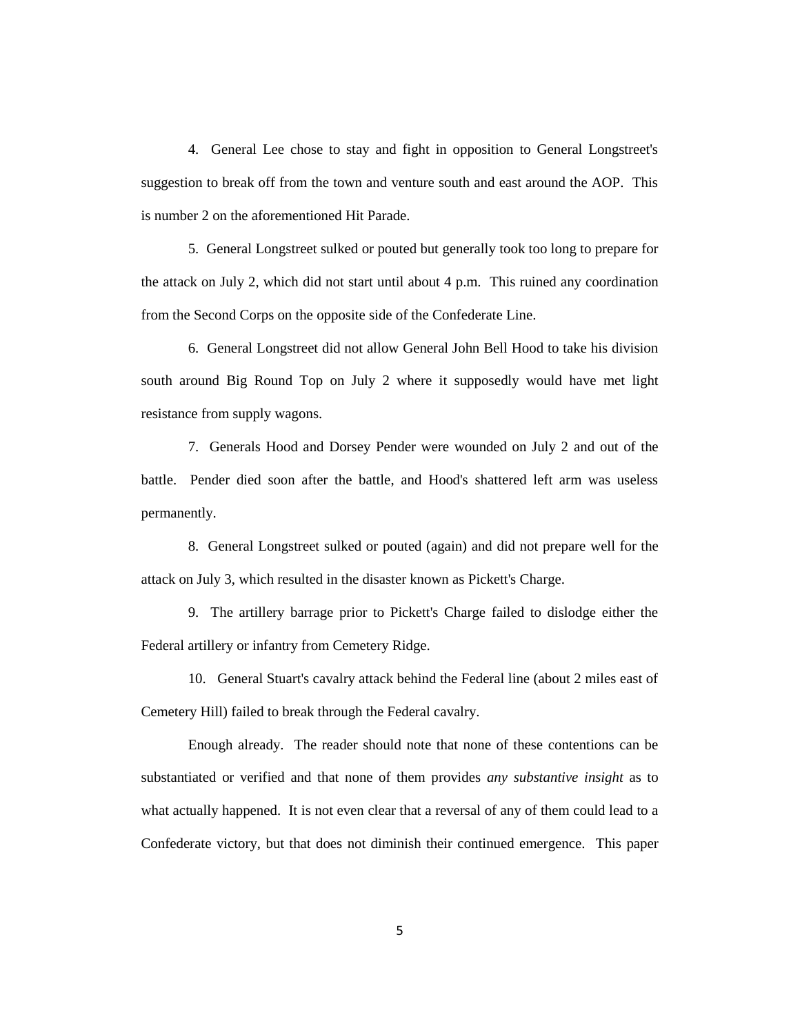4. General Lee chose to stay and fight in opposition to General Longstreet's suggestion to break off from the town and venture south and east around the AOP. This is number 2 on the aforementioned Hit Parade.

5. General Longstreet sulked or pouted but generally took too long to prepare for the attack on July 2, which did not start until about 4 p.m. This ruined any coordination from the Second Corps on the opposite side of the Confederate Line.

6. General Longstreet did not allow General John Bell Hood to take his division south around Big Round Top on July 2 where it supposedly would have met light resistance from supply wagons.

7. Generals Hood and Dorsey Pender were wounded on July 2 and out of the battle. Pender died soon after the battle, and Hood's shattered left arm was useless permanently.

8. General Longstreet sulked or pouted (again) and did not prepare well for the attack on July 3, which resulted in the disaster known as Pickett's Charge.

9. The artillery barrage prior to Pickett's Charge failed to dislodge either the Federal artillery or infantry from Cemetery Ridge.

10. General Stuart's cavalry attack behind the Federal line (about 2 miles east of Cemetery Hill) failed to break through the Federal cavalry.

Enough already. The reader should note that none of these contentions can be substantiated or verified and that none of them provides *any substantive insight* as to what actually happened. It is not even clear that a reversal of any of them could lead to a Confederate victory, but that does not diminish their continued emergence. This paper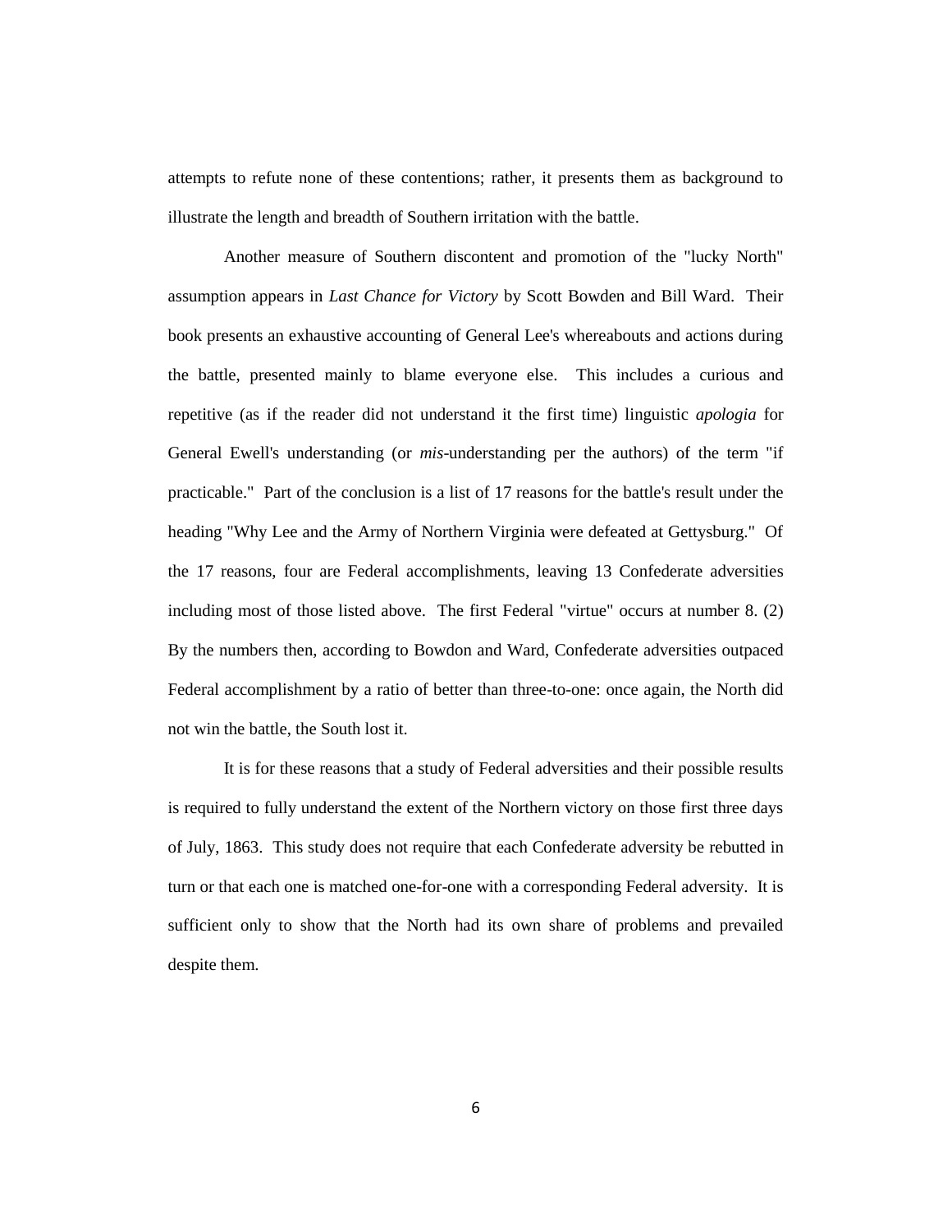attempts to refute none of these contentions; rather, it presents them as background to illustrate the length and breadth of Southern irritation with the battle.

Another measure of Southern discontent and promotion of the "lucky North" assumption appears in *Last Chance for Victory* by Scott Bowden and Bill Ward. Their book presents an exhaustive accounting of General Lee's whereabouts and actions during the battle, presented mainly to blame everyone else. This includes a curious and repetitive (as if the reader did not understand it the first time) linguistic *apologia* for General Ewell's understanding (or *mis*-understanding per the authors) of the term "if practicable." Part of the conclusion is a list of 17 reasons for the battle's result under the heading "Why Lee and the Army of Northern Virginia were defeated at Gettysburg." Of the 17 reasons, four are Federal accomplishments, leaving 13 Confederate adversities including most of those listed above. The first Federal "virtue" occurs at number 8. (2) By the numbers then, according to Bowdon and Ward, Confederate adversities outpaced Federal accomplishment by a ratio of better than three-to-one: once again, the North did not win the battle, the South lost it.

It is for these reasons that a study of Federal adversities and their possible results is required to fully understand the extent of the Northern victory on those first three days of July, 1863. This study does not require that each Confederate adversity be rebutted in turn or that each one is matched one-for-one with a corresponding Federal adversity. It is sufficient only to show that the North had its own share of problems and prevailed despite them.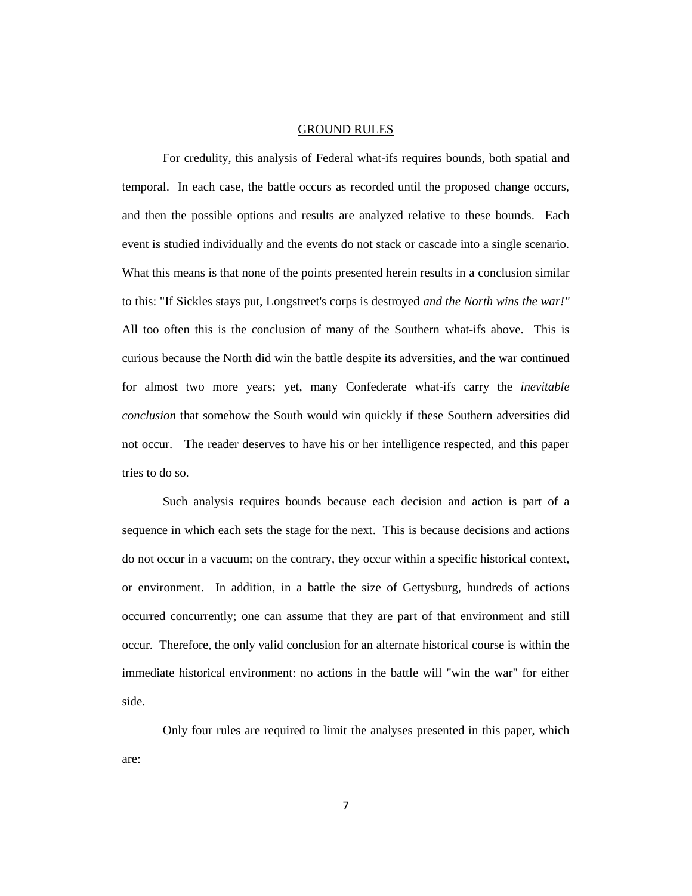## GROUND RULES

For credulity, this analysis of Federal what-ifs requires bounds, both spatial and temporal. In each case, the battle occurs as recorded until the proposed change occurs, and then the possible options and results are analyzed relative to these bounds. Each event is studied individually and the events do not stack or cascade into a single scenario. What this means is that none of the points presented herein results in a conclusion similar to this: "If Sickles stays put, Longstreet's corps is destroyed *and the North wins the war!"* All too often this is the conclusion of many of the Southern what-ifs above. This is curious because the North did win the battle despite its adversities, and the war continued for almost two more years; yet, many Confederate what-ifs carry the *inevitable conclusion* that somehow the South would win quickly if these Southern adversities did not occur. The reader deserves to have his or her intelligence respected, and this paper tries to do so.

Such analysis requires bounds because each decision and action is part of a sequence in which each sets the stage for the next. This is because decisions and actions do not occur in a vacuum; on the contrary, they occur within a specific historical context, or environment. In addition, in a battle the size of Gettysburg, hundreds of actions occurred concurrently; one can assume that they are part of that environment and still occur. Therefore, the only valid conclusion for an alternate historical course is within the immediate historical environment: no actions in the battle will "win the war" for either side.

Only four rules are required to limit the analyses presented in this paper, which are: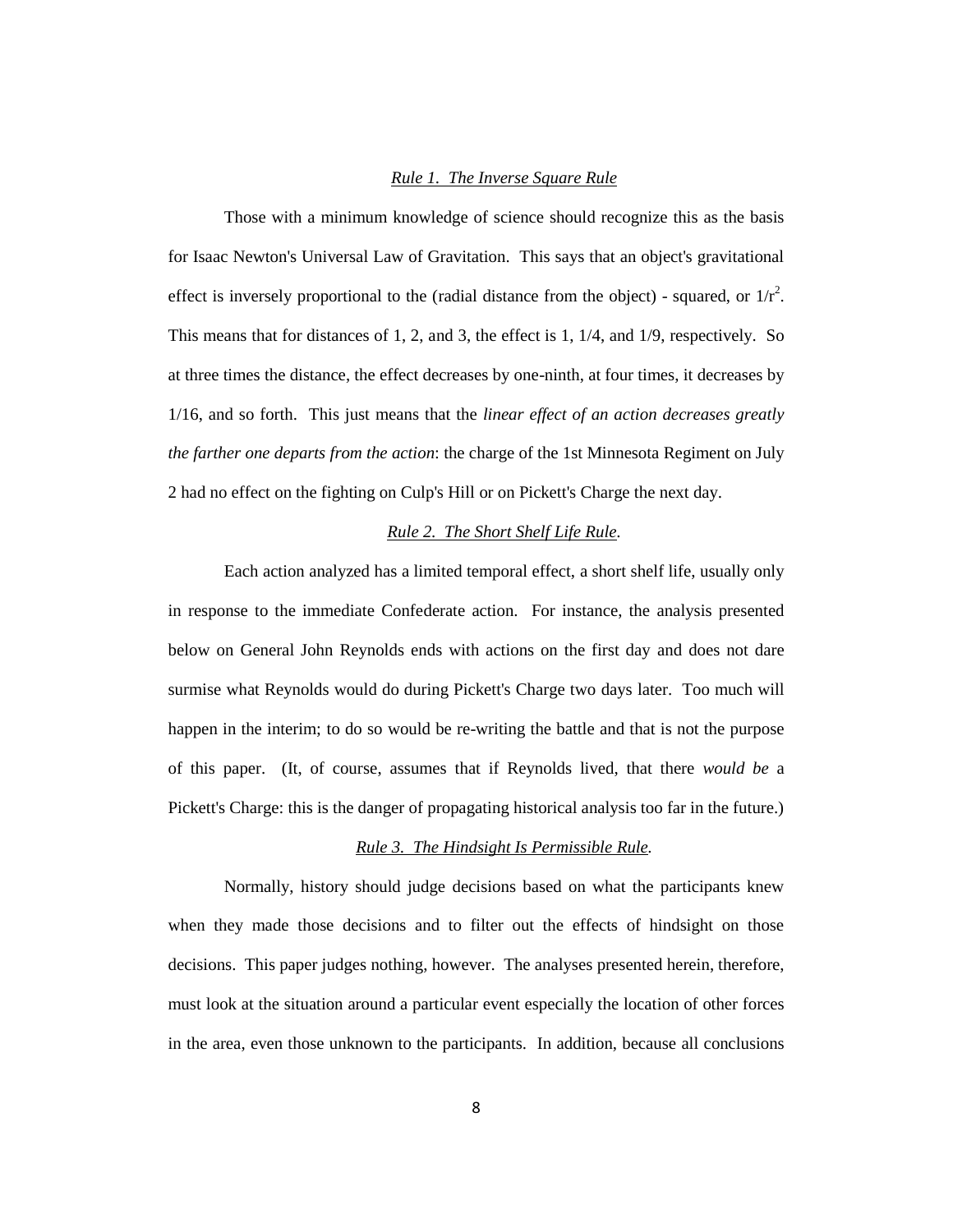### *Rule 1. The Inverse Square Rule*

Those with a minimum knowledge of science should recognize this as the basis for Isaac Newton's Universal Law of Gravitation. This says that an object's gravitational effect is inversely proportional to the (radial distance from the object) - squared, or $1/r^2$. This means that for distances of 1, 2, and 3, the effect is 1, 1/4, and 1/9, respectively. So at three times the distance, the effect decreases by one-ninth, at four times, it decreases by 1/16, and so forth. This just means that the *linear effect of an action decreases greatly the farther one departs from the action*: the charge of the 1st Minnesota Regiment on July 2 had no effect on the fighting on Culp's Hill or on Pickett's Charge the next day.

### *Rule 2. The Short Shelf Life Rule.*

Each action analyzed has a limited temporal effect, a short shelf life, usually only in response to the immediate Confederate action. For instance, the analysis presented below on General John Reynolds ends with actions on the first day and does not dare surmise what Reynolds would do during Pickett's Charge two days later. Too much will happen in the interim; to do so would be re-writing the battle and that is not the purpose of this paper. (It, of course, assumes that if Reynolds lived, that there *would be* a Pickett's Charge: this is the danger of propagating historical analysis too far in the future.)

### *Rule 3. The Hindsight Is Permissible Rule.*

Normally, history should judge decisions based on what the participants knew when they made those decisions and to filter out the effects of hindsight on those decisions. This paper judges nothing, however. The analyses presented herein, therefore, must look at the situation around a particular event especially the location of other forces in the area, even those unknown to the participants. In addition, because all conclusions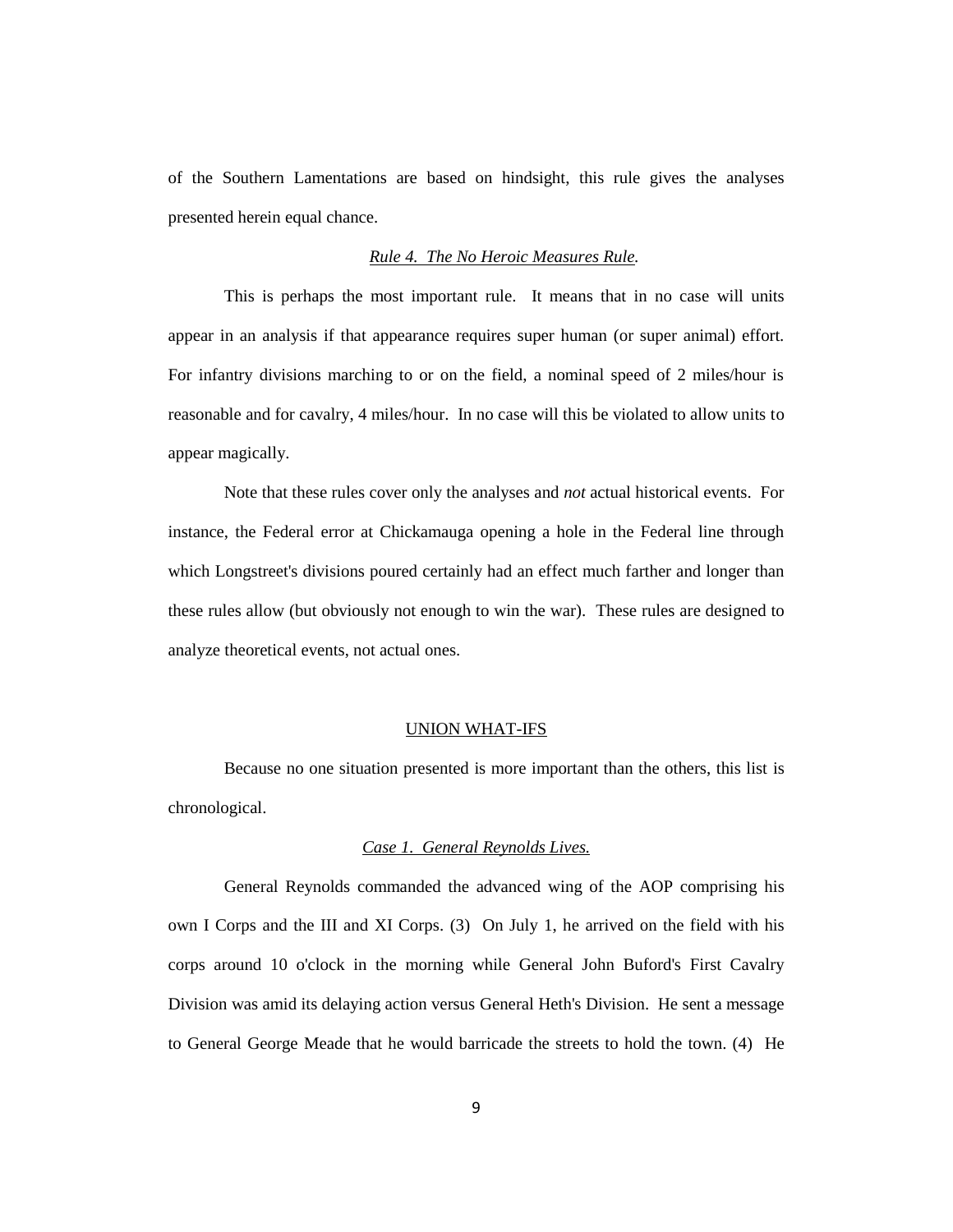of the Southern Lamentations are based on hindsight, this rule gives the analyses presented herein equal chance.

### *Rule 4. The No Heroic Measures Rule.*

This is perhaps the most important rule. It means that in no case will units appear in an analysis if that appearance requires super human (or super animal) effort. For infantry divisions marching to or on the field, a nominal speed of 2 miles/hour is reasonable and for cavalry, 4 miles/hour. In no case will this be violated to allow units to appear magically.

Note that these rules cover only the analyses and *not* actual historical events. For instance, the Federal error at Chickamauga opening a hole in the Federal line through which Longstreet's divisions poured certainly had an effect much farther and longer than these rules allow (but obviously not enough to win the war). These rules are designed to analyze theoretical events, not actual ones.

## UNION WHAT-IFS

Because no one situation presented is more important than the others, this list is chronological.

### *Case 1. General Reynolds Lives.*

General Reynolds commanded the advanced wing of the AOP comprising his own I Corps and the III and XI Corps. (3) On July 1, he arrived on the field with his corps around 10 o'clock in the morning while General John Buford's First Cavalry Division was amid its delaying action versus General Heth's Division. He sent a message to General George Meade that he would barricade the streets to hold the town. (4) He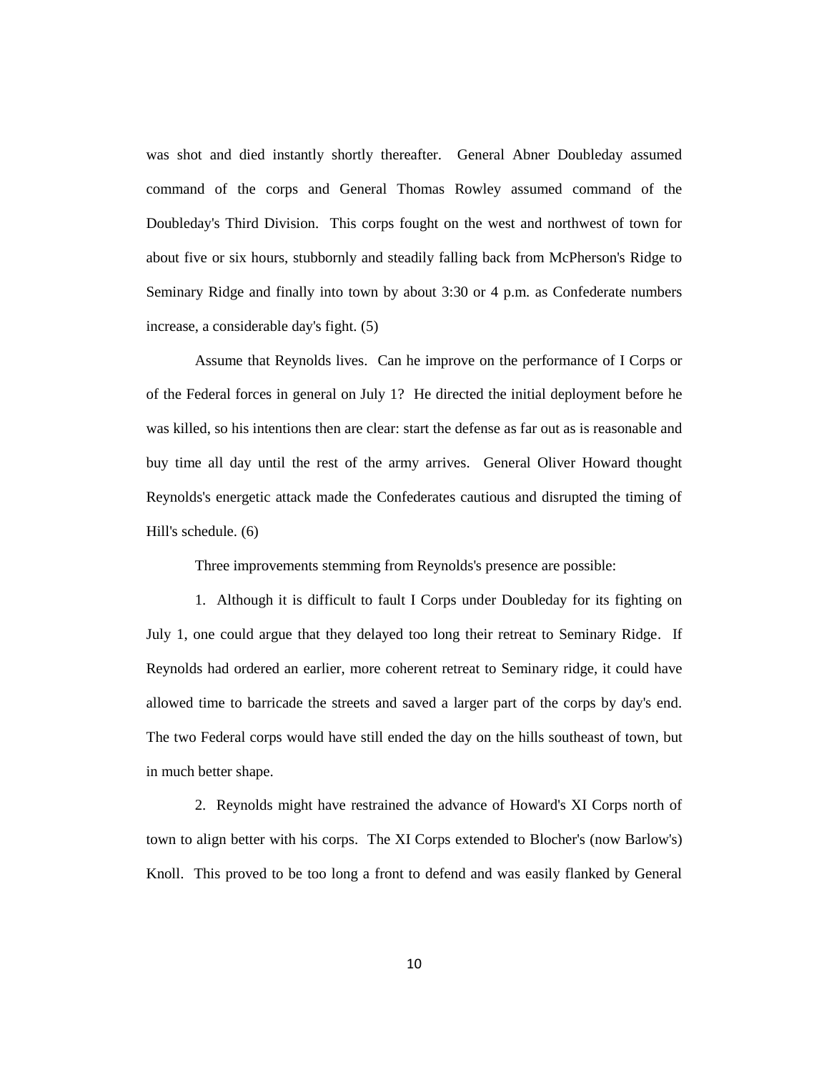was shot and died instantly shortly thereafter. General Abner Doubleday assumed command of the corps and General Thomas Rowley assumed command of the Doubleday's Third Division. This corps fought on the west and northwest of town for about five or six hours, stubbornly and steadily falling back from McPherson's Ridge to Seminary Ridge and finally into town by about 3:30 or 4 p.m. as Confederate numbers increase, a considerable day's fight. (5)

Assume that Reynolds lives. Can he improve on the performance of I Corps or of the Federal forces in general on July 1? He directed the initial deployment before he was killed, so his intentions then are clear: start the defense as far out as is reasonable and buy time all day until the rest of the army arrives. General Oliver Howard thought Reynolds's energetic attack made the Confederates cautious and disrupted the timing of Hill's schedule. (6)

Three improvements stemming from Reynolds's presence are possible:

1. Although it is difficult to fault I Corps under Doubleday for its fighting on July 1, one could argue that they delayed too long their retreat to Seminary Ridge. If Reynolds had ordered an earlier, more coherent retreat to Seminary ridge, it could have allowed time to barricade the streets and saved a larger part of the corps by day's end. The two Federal corps would have still ended the day on the hills southeast of town, but in much better shape.

2. Reynolds might have restrained the advance of Howard's XI Corps north of town to align better with his corps. The XI Corps extended to Blocher's (now Barlow's) Knoll. This proved to be too long a front to defend and was easily flanked by General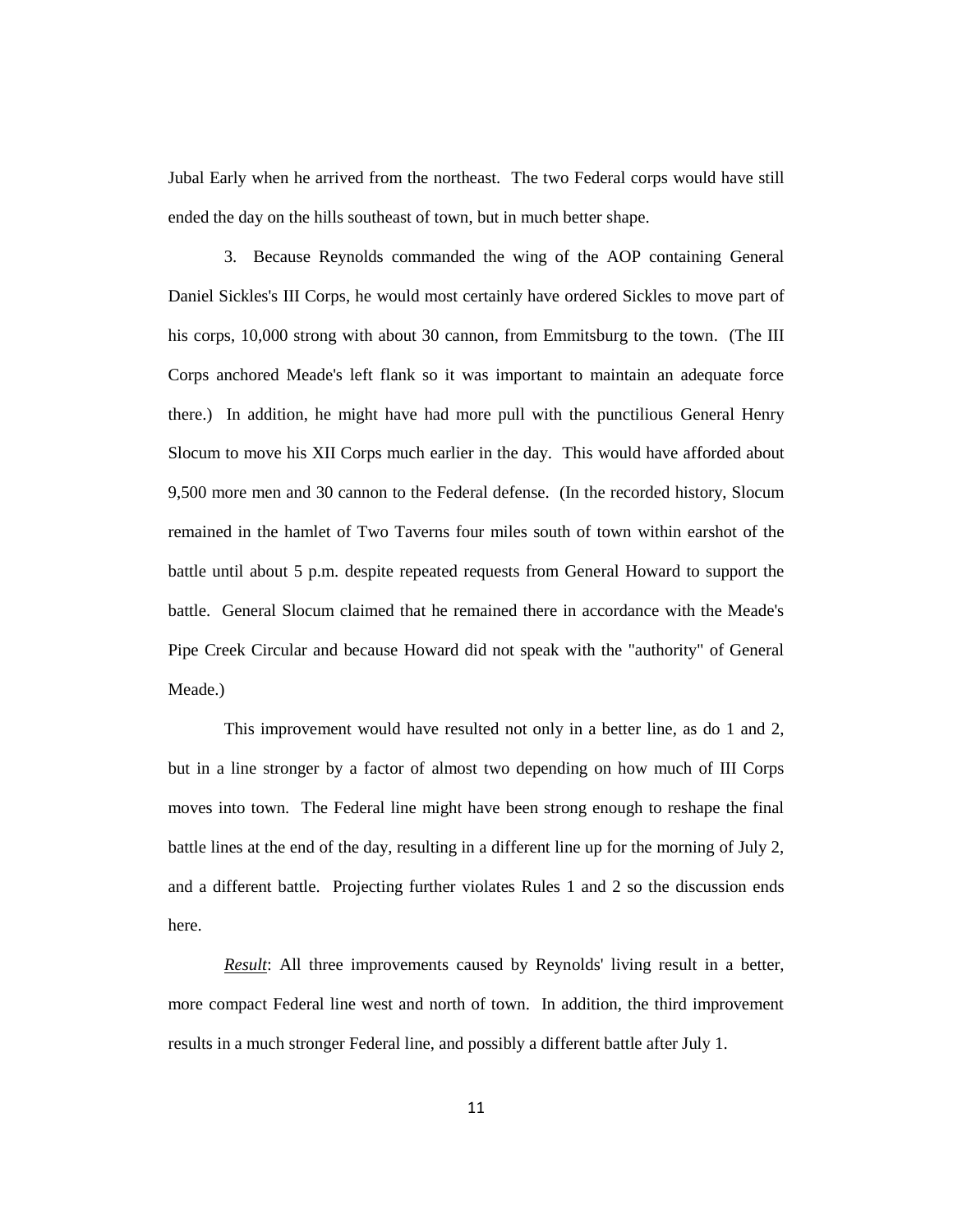Jubal Early when he arrived from the northeast. The two Federal corps would have still ended the day on the hills southeast of town, but in much better shape.

3. Because Reynolds commanded the wing of the AOP containing General Daniel Sickles's III Corps, he would most certainly have ordered Sickles to move part of his corps, 10,000 strong with about 30 cannon, from Emmitsburg to the town. (The III Corps anchored Meade's left flank so it was important to maintain an adequate force there.) In addition, he might have had more pull with the punctilious General Henry Slocum to move his XII Corps much earlier in the day. This would have afforded about 9,500 more men and 30 cannon to the Federal defense. (In the recorded history, Slocum remained in the hamlet of Two Taverns four miles south of town within earshot of the battle until about 5 p.m. despite repeated requests from General Howard to support the battle. General Slocum claimed that he remained there in accordance with the Meade's Pipe Creek Circular and because Howard did not speak with the "authority" of General Meade.)

This improvement would have resulted not only in a better line, as do 1 and 2, but in a line stronger by a factor of almost two depending on how much of III Corps moves into town. The Federal line might have been strong enough to reshape the final battle lines at the end of the day, resulting in a different line up for the morning of July 2, and a different battle. Projecting further violates Rules 1 and 2 so the discussion ends here.

*Result*: All three improvements caused by Reynolds' living result in a better, more compact Federal line west and north of town. In addition, the third improvement results in a much stronger Federal line, and possibly a different battle after July 1.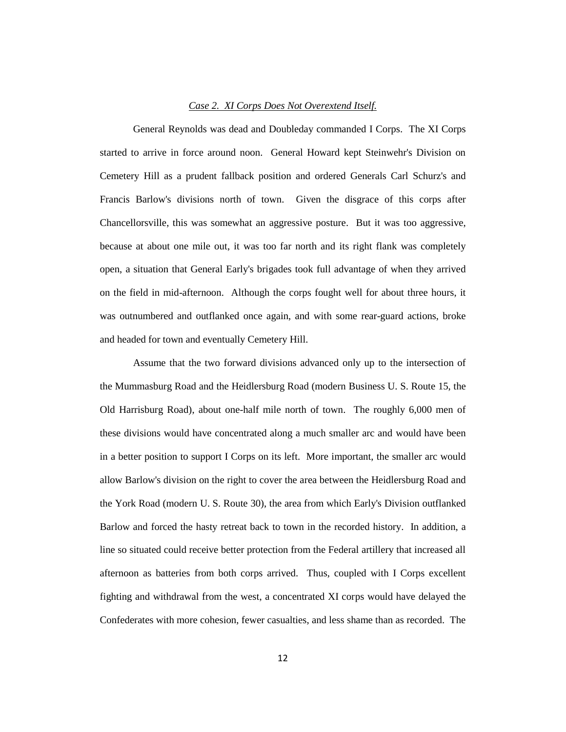*Case 2. XI Corps Does Not Overextend Itself.*

General Reynolds was dead and Doubleday commanded I Corps. The XI Corps started to arrive in force around noon. General Howard kept Steinwehr's Division on Cemetery Hill as a prudent fallback position and ordered Generals Carl Schurz's and Francis Barlow's divisions north of town. Given the disgrace of this corps after Chancellorsville, this was somewhat an aggressive posture. But it was too aggressive, because at about one mile out, it was too far north and its right flank was completely open, a situation that General Early's brigades took full advantage of when they arrived on the field in mid-afternoon. Although the corps fought well for about three hours, it was outnumbered and outflanked once again, and with some rear-guard actions, broke and headed for town and eventually Cemetery Hill.

Assume that the two forward divisions advanced only up to the intersection of the Mummasburg Road and the Heidlersburg Road (modern Business U. S. Route 15, the Old Harrisburg Road), about one-half mile north of town. The roughly 6,000 men of these divisions would have concentrated along a much smaller arc and would have been in a better position to support I Corps on its left. More important, the smaller arc would allow Barlow's division on the right to cover the area between the Heidlersburg Road and the York Road (modern U. S. Route 30), the area from which Early's Division outflanked Barlow and forced the hasty retreat back to town in the recorded history. In addition, a line so situated could receive better protection from the Federal artillery that increased all afternoon as batteries from both corps arrived. Thus, coupled with I Corps excellent fighting and withdrawal from the west, a concentrated XI corps would have delayed the Confederates with more cohesion, fewer casualties, and less shame than as recorded. The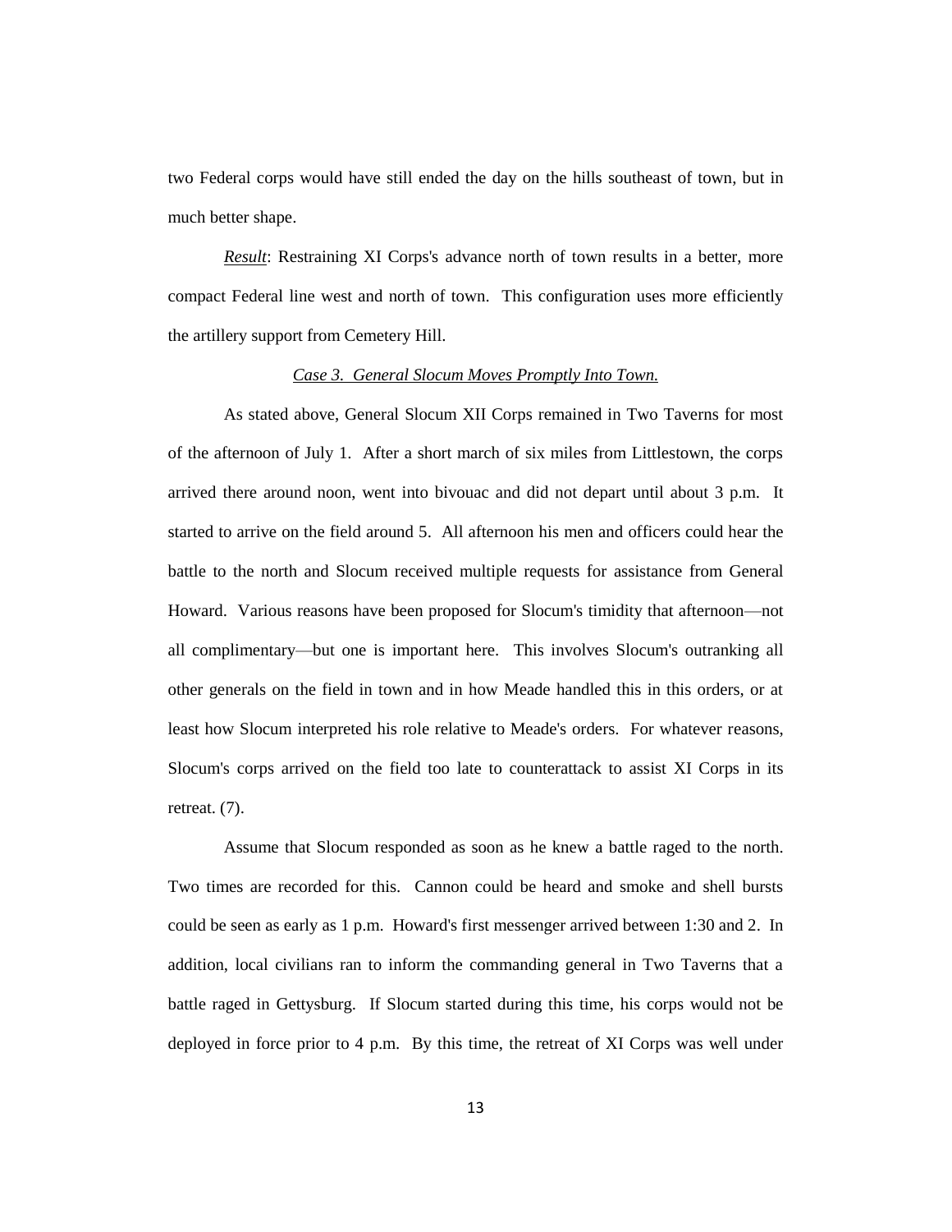two Federal corps would have still ended the day on the hills southeast of town, but in much better shape.

*Result*: Restraining XI Corps's advance north of town results in a better, more compact Federal line west and north of town. This configuration uses more efficiently the artillery support from Cemetery Hill.

*Case 3. General Slocum Moves Promptly Into Town.*

As stated above, General Slocum XII Corps remained in Two Taverns for most of the afternoon of July 1. After a short march of six miles from Littlestown, the corps arrived there around noon, went into bivouac and did not depart until about 3 p.m. It started to arrive on the field around 5. All afternoon his men and officers could hear the battle to the north and Slocum received multiple requests for assistance from General Howard. Various reasons have been proposed for Slocum's timidity that afternoon—not all complimentary—but one is important here. This involves Slocum's outranking all other generals on the field in town and in how Meade handled this in this orders, or at least how Slocum interpreted his role relative to Meade's orders. For whatever reasons, Slocum's corps arrived on the field too late to counterattack to assist XI Corps in its retreat. (7).

Assume that Slocum responded as soon as he knew a battle raged to the north. Two times are recorded for this. Cannon could be heard and smoke and shell bursts could be seen as early as 1 p.m. Howard's first messenger arrived between 1:30 and 2. In addition, local civilians ran to inform the commanding general in Two Taverns that a battle raged in Gettysburg. If Slocum started during this time, his corps would not be deployed in force prior to 4 p.m. By this time, the retreat of XI Corps was well under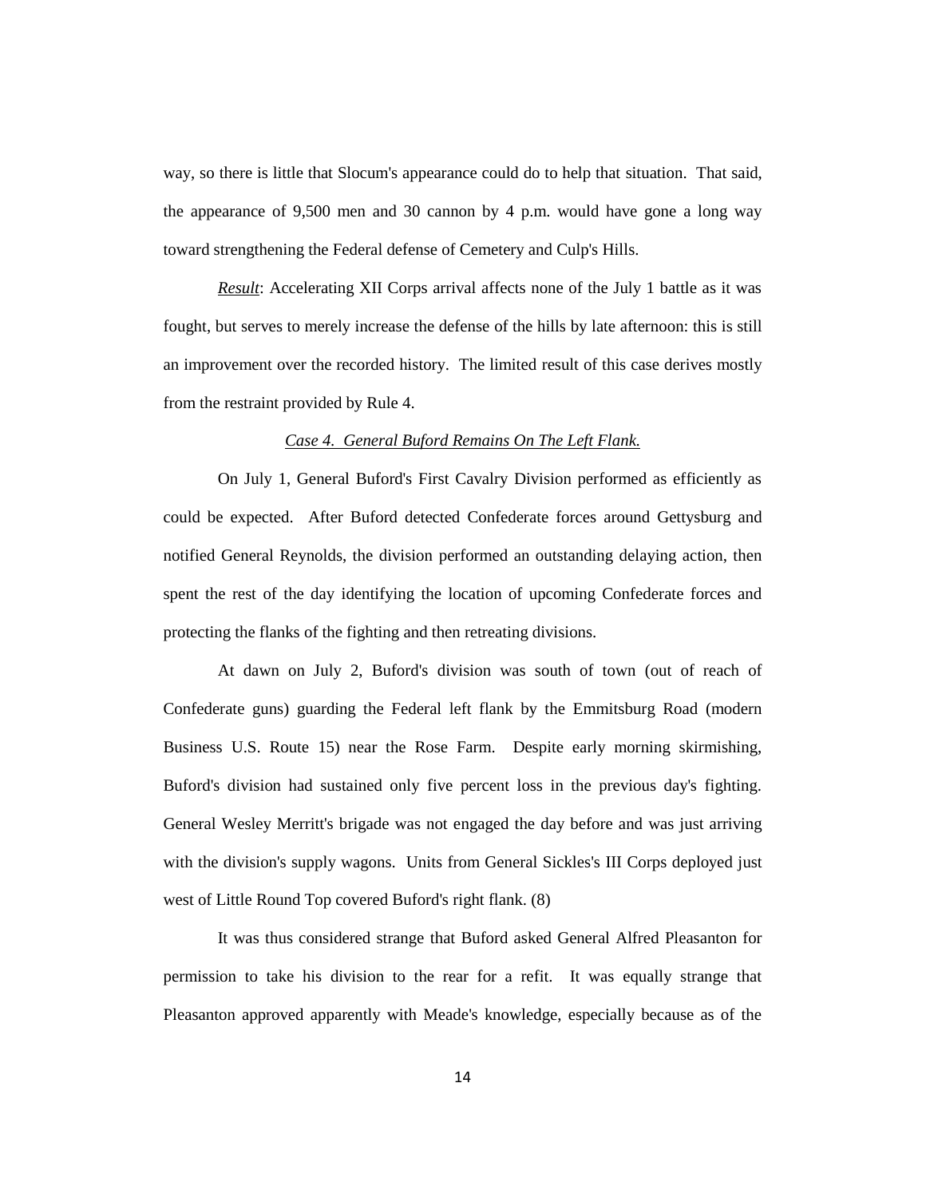way, so there is little that Slocum's appearance could do to help that situation. That said, the appearance of 9,500 men and 30 cannon by 4 p.m. would have gone a long way toward strengthening the Federal defense of Cemetery and Culp's Hills.

*Result*: Accelerating XII Corps arrival affects none of the July 1 battle as it was fought, but serves to merely increase the defense of the hills by late afternoon: this is still an improvement over the recorded history. The limited result of this case derives mostly from the restraint provided by Rule 4.

*Case 4. General Buford Remains On The Left Flank.*

On July 1, General Buford's First Cavalry Division performed as efficiently as could be expected. After Buford detected Confederate forces around Gettysburg and notified General Reynolds, the division performed an outstanding delaying action, then spent the rest of the day identifying the location of upcoming Confederate forces and protecting the flanks of the fighting and then retreating divisions.

At dawn on July 2, Buford's division was south of town (out of reach of Confederate guns) guarding the Federal left flank by the Emmitsburg Road (modern Business U.S. Route 15) near the Rose Farm. Despite early morning skirmishing, Buford's division had sustained only five percent loss in the previous day's fighting. General Wesley Merritt's brigade was not engaged the day before and was just arriving with the division's supply wagons. Units from General Sickles's III Corps deployed just west of Little Round Top covered Buford's right flank. (8)

It was thus considered strange that Buford asked General Alfred Pleasanton for permission to take his division to the rear for a refit. It was equally strange that Pleasanton approved apparently with Meade's knowledge, especially because as of the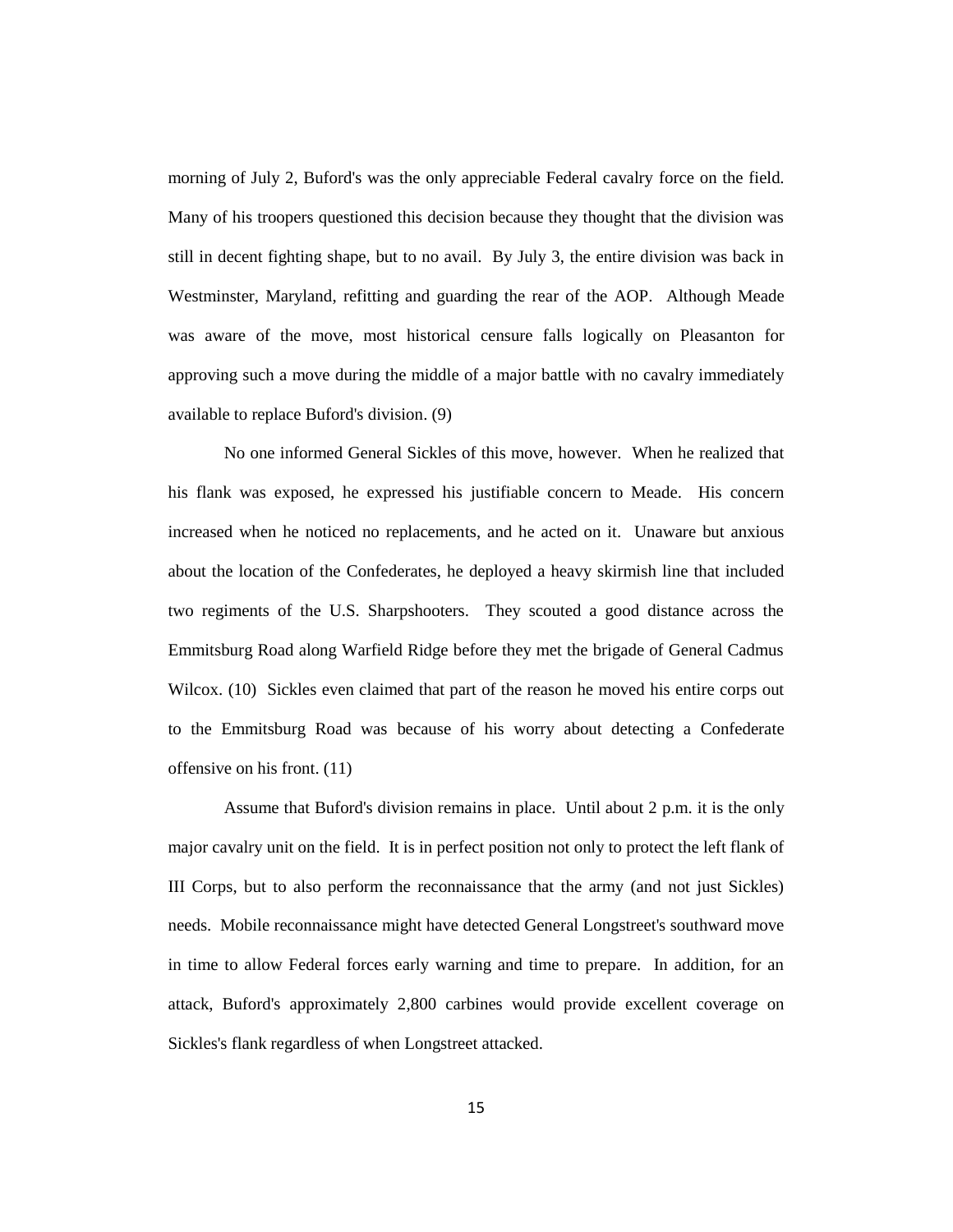morning of July 2, Buford's was the only appreciable Federal cavalry force on the field. Many of his troopers questioned this decision because they thought that the division was still in decent fighting shape, but to no avail. By July 3, the entire division was back in Westminster, Maryland, refitting and guarding the rear of the AOP. Although Meade was aware of the move, most historical censure falls logically on Pleasanton for approving such a move during the middle of a major battle with no cavalry immediately available to replace Buford's division. (9)

No one informed General Sickles of this move, however. When he realized that his flank was exposed, he expressed his justifiable concern to Meade. His concern increased when he noticed no replacements, and he acted on it. Unaware but anxious about the location of the Confederates, he deployed a heavy skirmish line that included two regiments of the U.S. Sharpshooters. They scouted a good distance across the Emmitsburg Road along Warfield Ridge before they met the brigade of General Cadmus Wilcox. (10) Sickles even claimed that part of the reason he moved his entire corps out to the Emmitsburg Road was because of his worry about detecting a Confederate offensive on his front. (11)

Assume that Buford's division remains in place. Until about 2 p.m. it is the only major cavalry unit on the field. It is in perfect position not only to protect the left flank of III Corps, but to also perform the reconnaissance that the army (and not just Sickles) needs. Mobile reconnaissance might have detected General Longstreet's southward move in time to allow Federal forces early warning and time to prepare. In addition, for an attack, Buford's approximately 2,800 carbines would provide excellent coverage on Sickles's flank regardless of when Longstreet attacked.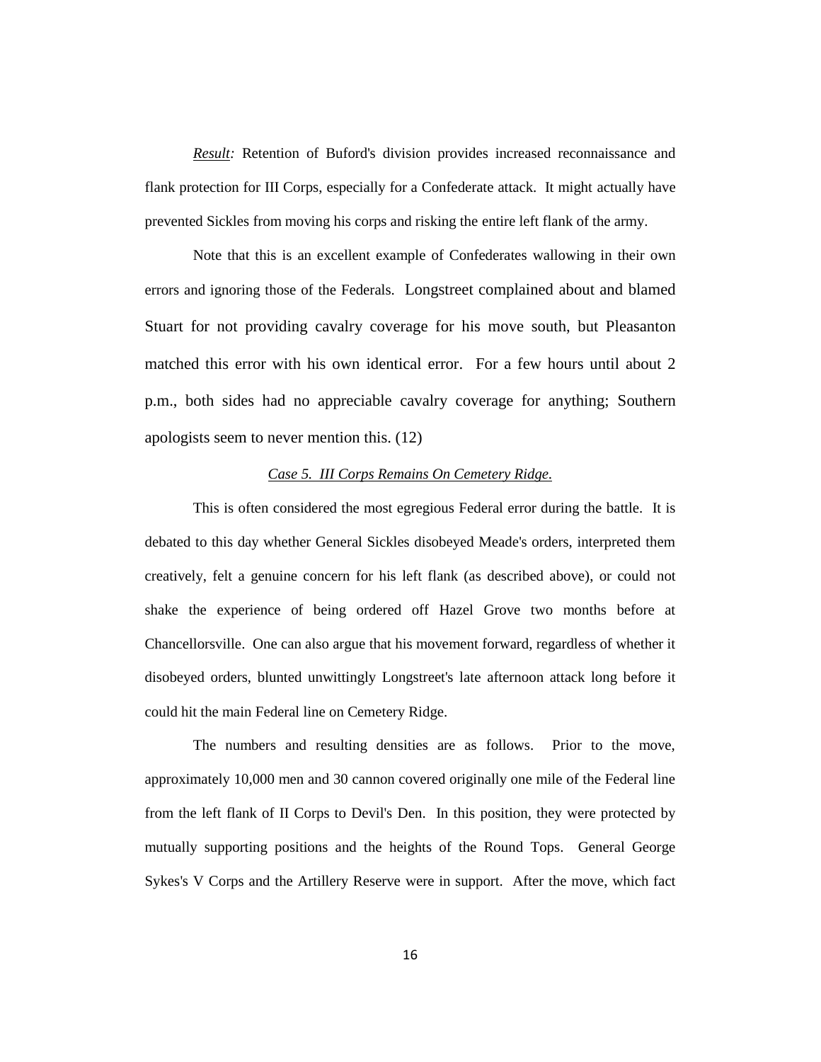*Result:* Retention of Buford's division provides increased reconnaissance and flank protection for III Corps, especially for a Confederate attack. It might actually have prevented Sickles from moving his corps and risking the entire left flank of the army.

Note that this is an excellent example of Confederates wallowing in their own errors and ignoring those of the Federals. Longstreet complained about and blamed Stuart for not providing cavalry coverage for his move south, but Pleasanton matched this error with his own identical error. For a few hours until about 2 p.m., both sides had no appreciable cavalry coverage for anything; Southern apologists seem to never mention this. (12)

*Case 5. III Corps Remains On Cemetery Ridge.*

This is often considered the most egregious Federal error during the battle. It is debated to this day whether General Sickles disobeyed Meade's orders, interpreted them creatively, felt a genuine concern for his left flank (as described above), or could not shake the experience of being ordered off Hazel Grove two months before at Chancellorsville. One can also argue that his movement forward, regardless of whether it disobeyed orders, blunted unwittingly Longstreet's late afternoon attack long before it could hit the main Federal line on Cemetery Ridge.

The numbers and resulting densities are as follows. Prior to the move, approximately 10,000 men and 30 cannon covered originally one mile of the Federal line from the left flank of II Corps to Devil's Den. In this position, they were protected by mutually supporting positions and the heights of the Round Tops. General George Sykes's V Corps and the Artillery Reserve were in support. After the move, which fact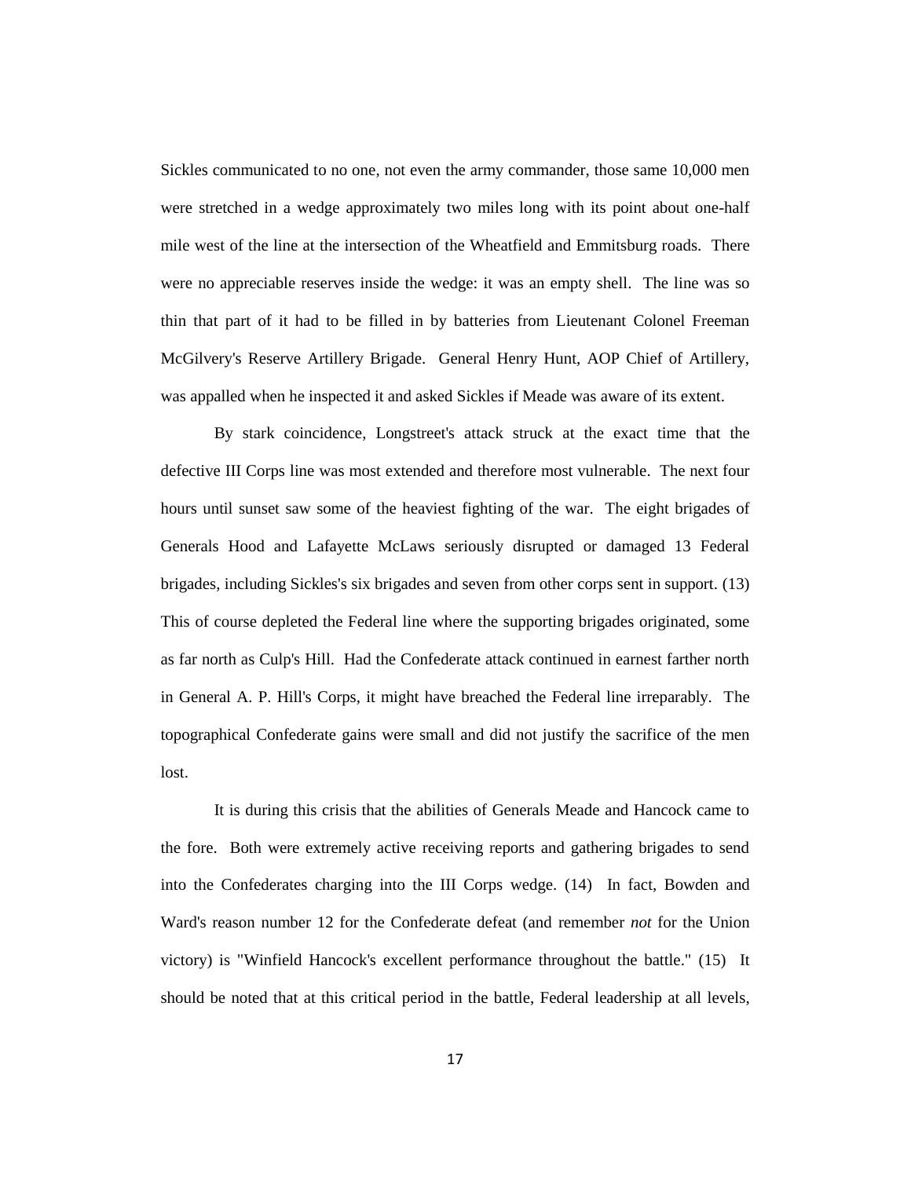Sickles communicated to no one, not even the army commander, those same 10,000 men were stretched in a wedge approximately two miles long with its point about one-half mile west of the line at the intersection of the Wheatfield and Emmitsburg roads. There were no appreciable reserves inside the wedge: it was an empty shell. The line was so thin that part of it had to be filled in by batteries from Lieutenant Colonel Freeman McGilvery's Reserve Artillery Brigade. General Henry Hunt, AOP Chief of Artillery, was appalled when he inspected it and asked Sickles if Meade was aware of its extent.

By stark coincidence, Longstreet's attack struck at the exact time that the defective III Corps line was most extended and therefore most vulnerable. The next four hours until sunset saw some of the heaviest fighting of the war. The eight brigades of Generals Hood and Lafayette McLaws seriously disrupted or damaged 13 Federal brigades, including Sickles's six brigades and seven from other corps sent in support. (13) This of course depleted the Federal line where the supporting brigades originated, some as far north as Culp's Hill. Had the Confederate attack continued in earnest farther north in General A. P. Hill's Corps, it might have breached the Federal line irreparably. The topographical Confederate gains were small and did not justify the sacrifice of the men lost.

It is during this crisis that the abilities of Generals Meade and Hancock came to the fore. Both were extremely active receiving reports and gathering brigades to send into the Confederates charging into the III Corps wedge. (14) In fact, Bowden and Ward's reason number 12 for the Confederate defeat (and remember *not* for the Union victory) is "Winfield Hancock's excellent performance throughout the battle." (15) It should be noted that at this critical period in the battle, Federal leadership at all levels,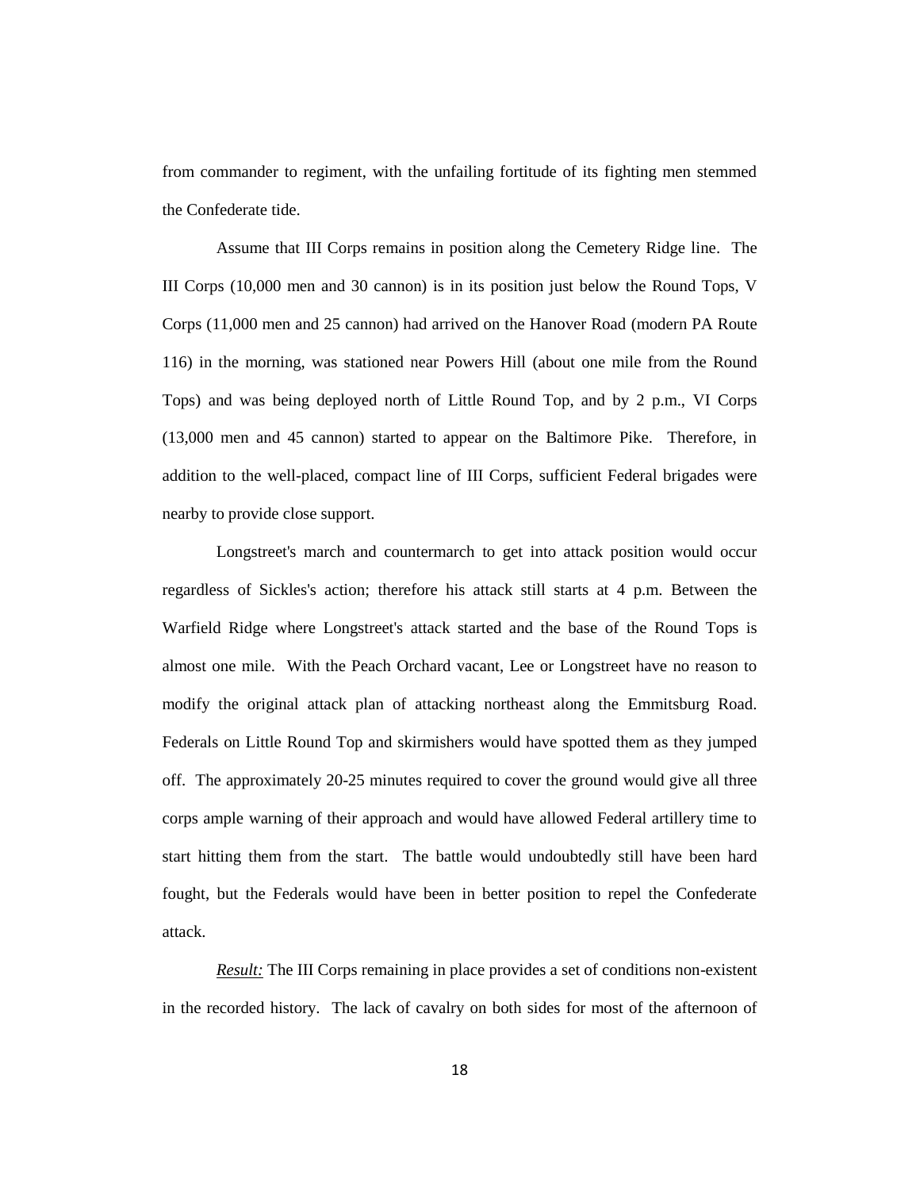from commander to regiment, with the unfailing fortitude of its fighting men stemmed the Confederate tide.

Assume that III Corps remains in position along the Cemetery Ridge line. The III Corps (10,000 men and 30 cannon) is in its position just below the Round Tops, V Corps (11,000 men and 25 cannon) had arrived on the Hanover Road (modern PA Route 116) in the morning, was stationed near Powers Hill (about one mile from the Round Tops) and was being deployed north of Little Round Top, and by 2 p.m., VI Corps (13,000 men and 45 cannon) started to appear on the Baltimore Pike. Therefore, in addition to the well-placed, compact line of III Corps, sufficient Federal brigades were nearby to provide close support.

Longstreet's march and countermarch to get into attack position would occur regardless of Sickles's action; therefore his attack still starts at 4 p.m. Between the Warfield Ridge where Longstreet's attack started and the base of the Round Tops is almost one mile. With the Peach Orchard vacant, Lee or Longstreet have no reason to modify the original attack plan of attacking northeast along the Emmitsburg Road. Federals on Little Round Top and skirmishers would have spotted them as they jumped off. The approximately 20-25 minutes required to cover the ground would give all three corps ample warning of their approach and would have allowed Federal artillery time to start hitting them from the start. The battle would undoubtedly still have been hard fought, but the Federals would have been in better position to repel the Confederate attack.

*Result:* The III Corps remaining in place provides a set of conditions non-existent in the recorded history. The lack of cavalry on both sides for most of the afternoon of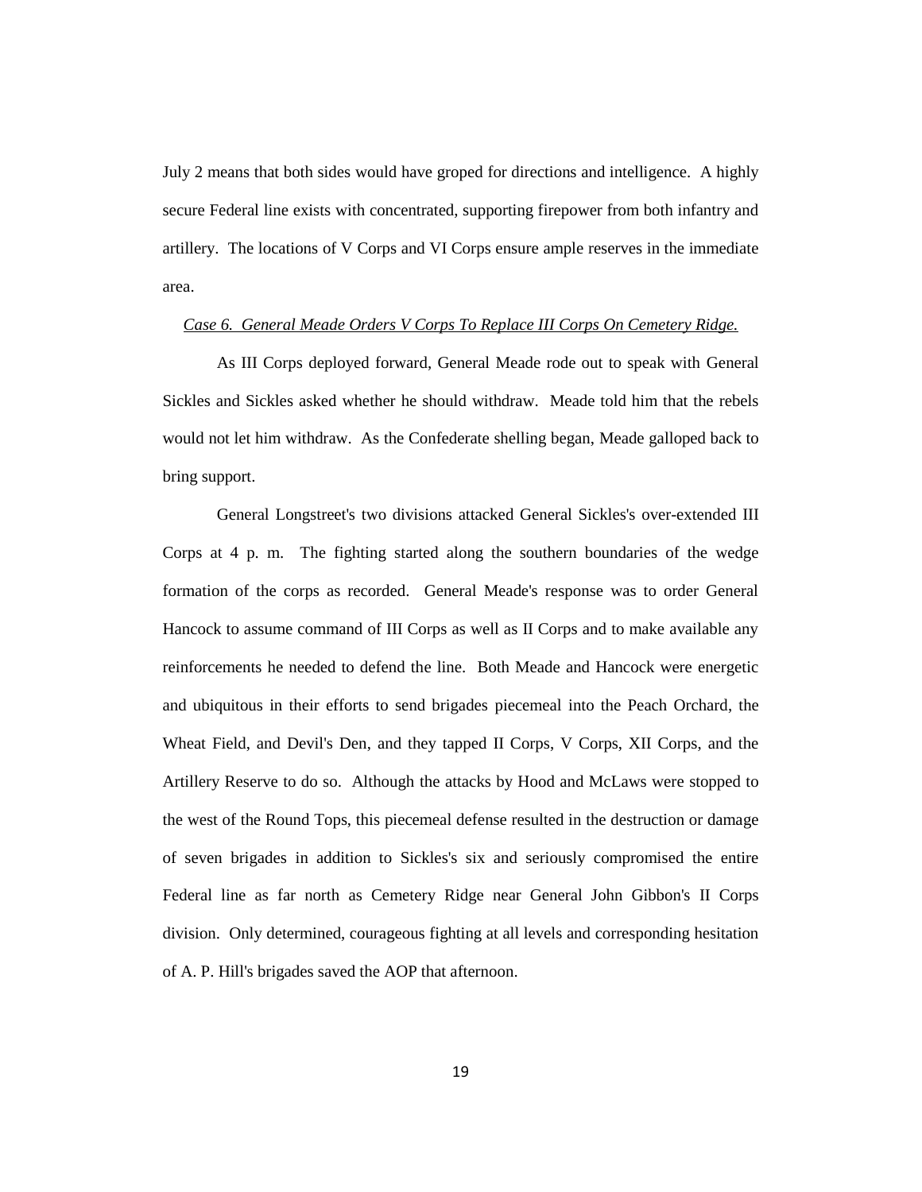July 2 means that both sides would have groped for directions and intelligence. A highly secure Federal line exists with concentrated, supporting firepower from both infantry and artillery. The locations of V Corps and VI Corps ensure ample reserves in the immediate area.

*Case 6. General Meade Orders V Corps To Replace III Corps On Cemetery Ridge.*

As III Corps deployed forward, General Meade rode out to speak with General Sickles and Sickles asked whether he should withdraw. Meade told him that the rebels would not let him withdraw. As the Confederate shelling began, Meade galloped back to bring support.

General Longstreet's two divisions attacked General Sickles's over-extended III Corps at 4 p. m. The fighting started along the southern boundaries of the wedge formation of the corps as recorded. General Meade's response was to order General Hancock to assume command of III Corps as well as II Corps and to make available any reinforcements he needed to defend the line. Both Meade and Hancock were energetic and ubiquitous in their efforts to send brigades piecemeal into the Peach Orchard, the Wheat Field, and Devil's Den, and they tapped II Corps, V Corps, XII Corps, and the Artillery Reserve to do so. Although the attacks by Hood and McLaws were stopped to the west of the Round Tops, this piecemeal defense resulted in the destruction or damage of seven brigades in addition to Sickles's six and seriously compromised the entire Federal line as far north as Cemetery Ridge near General John Gibbon's II Corps division. Only determined, courageous fighting at all levels and corresponding hesitation of A. P. Hill's brigades saved the AOP that afternoon.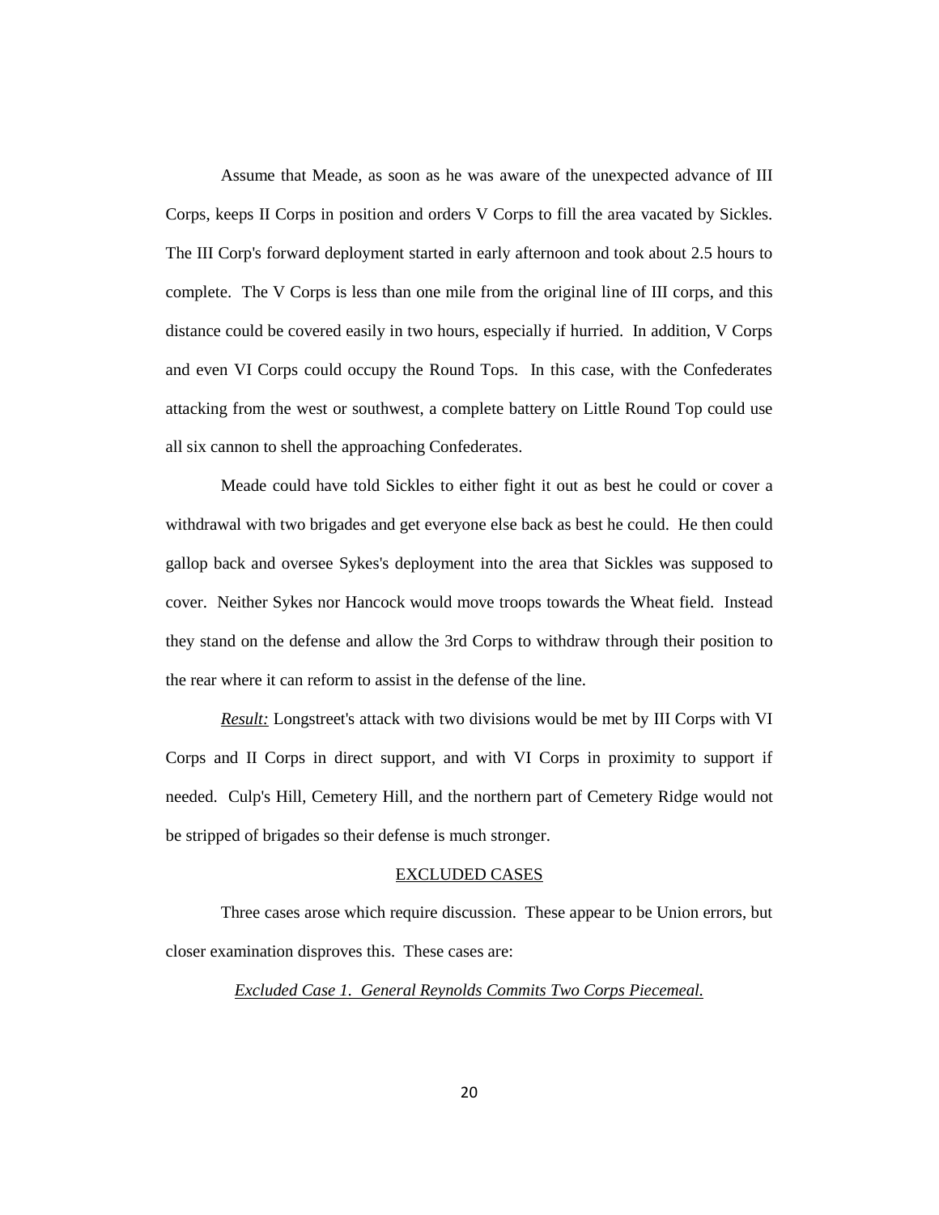Assume that Meade, as soon as he was aware of the unexpected advance of III Corps, keeps II Corps in position and orders V Corps to fill the area vacated by Sickles. The III Corp's forward deployment started in early afternoon and took about 2.5 hours to complete. The V Corps is less than one mile from the original line of III corps, and this distance could be covered easily in two hours, especially if hurried. In addition, V Corps and even VI Corps could occupy the Round Tops. In this case, with the Confederates attacking from the west or southwest, a complete battery on Little Round Top could use all six cannon to shell the approaching Confederates.

Meade could have told Sickles to either fight it out as best he could or cover a withdrawal with two brigades and get everyone else back as best he could. He then could gallop back and oversee Sykes's deployment into the area that Sickles was supposed to cover. Neither Sykes nor Hancock would move troops towards the Wheat field. Instead they stand on the defense and allow the 3rd Corps to withdraw through their position to the rear where it can reform to assist in the defense of the line.

*Result:* Longstreet's attack with two divisions would be met by III Corps with VI Corps and II Corps in direct support, and with VI Corps in proximity to support if needed. Culp's Hill, Cemetery Hill, and the northern part of Cemetery Ridge would not be stripped of brigades so their defense is much stronger.

## EXCLUDED CASES

Three cases arose which require discussion. These appear to be Union errors, but closer examination disproves this. These cases are:

*Excluded Case 1. General Reynolds Commits Two Corps Piecemeal.*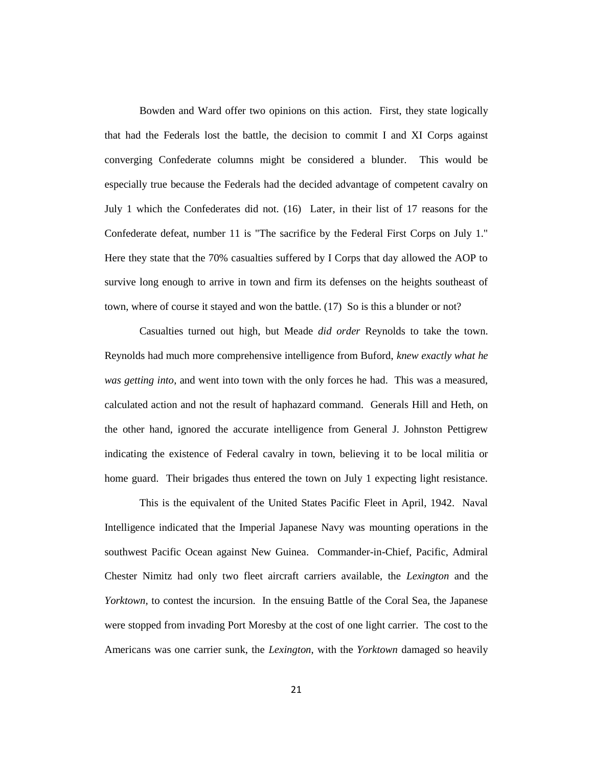Bowden and Ward offer two opinions on this action. First, they state logically that had the Federals lost the battle, the decision to commit I and XI Corps against converging Confederate columns might be considered a blunder. This would be especially true because the Federals had the decided advantage of competent cavalry on July 1 which the Confederates did not. (16) Later, in their list of 17 reasons for the Confederate defeat, number 11 is "The sacrifice by the Federal First Corps on July 1." Here they state that the 70% casualties suffered by I Corps that day allowed the AOP to survive long enough to arrive in town and firm its defenses on the heights southeast of town, where of course it stayed and won the battle. (17) So is this a blunder or not?

Casualties turned out high, but Meade *did order* Reynolds to take the town. Reynolds had much more comprehensive intelligence from Buford, *knew exactly what he was getting into*, and went into town with the only forces he had. This was a measured, calculated action and not the result of haphazard command. Generals Hill and Heth, on the other hand, ignored the accurate intelligence from General J. Johnston Pettigrew indicating the existence of Federal cavalry in town, believing it to be local militia or home guard. Their brigades thus entered the town on July 1 expecting light resistance.

This is the equivalent of the United States Pacific Fleet in April, 1942. Naval Intelligence indicated that the Imperial Japanese Navy was mounting operations in the southwest Pacific Ocean against New Guinea. Commander-in-Chief, Pacific, Admiral Chester Nimitz had only two fleet aircraft carriers available, the *Lexington* and the *Yorktown,* to contest the incursion. In the ensuing Battle of the Coral Sea, the Japanese were stopped from invading Port Moresby at the cost of one light carrier. The cost to the Americans was one carrier sunk, the *Lexington*, with the *Yorktown* damaged so heavily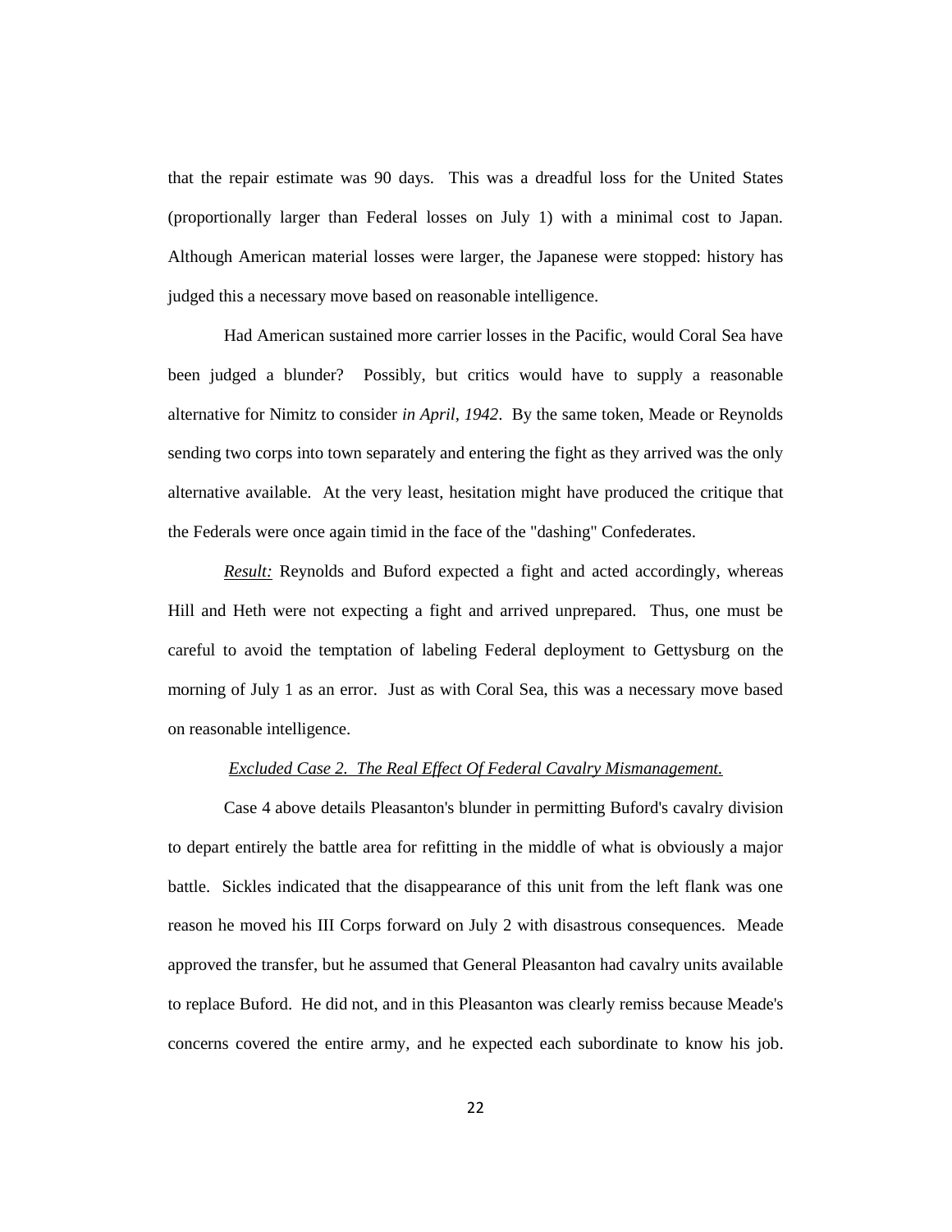that the repair estimate was 90 days. This was a dreadful loss for the United States (proportionally larger than Federal losses on July 1) with a minimal cost to Japan. Although American material losses were larger, the Japanese were stopped: history has judged this a necessary move based on reasonable intelligence.

Had American sustained more carrier losses in the Pacific, would Coral Sea have been judged a blunder? Possibly, but critics would have to supply a reasonable alternative for Nimitz to consider *in April, 1942*. By the same token, Meade or Reynolds sending two corps into town separately and entering the fight as they arrived was the only alternative available. At the very least, hesitation might have produced the critique that the Federals were once again timid in the face of the "dashing" Confederates.

*Result:* Reynolds and Buford expected a fight and acted accordingly, whereas Hill and Heth were not expecting a fight and arrived unprepared. Thus, one must be careful to avoid the temptation of labeling Federal deployment to Gettysburg on the morning of July 1 as an error. Just as with Coral Sea, this was a necessary move based on reasonable intelligence.

*Excluded Case 2. The Real Effect Of Federal Cavalry Mismanagement.*

Case 4 above details Pleasanton's blunder in permitting Buford's cavalry division to depart entirely the battle area for refitting in the middle of what is obviously a major battle. Sickles indicated that the disappearance of this unit from the left flank was one reason he moved his III Corps forward on July 2 with disastrous consequences. Meade approved the transfer, but he assumed that General Pleasanton had cavalry units available to replace Buford. He did not, and in this Pleasanton was clearly remiss because Meade's concerns covered the entire army, and he expected each subordinate to know his job.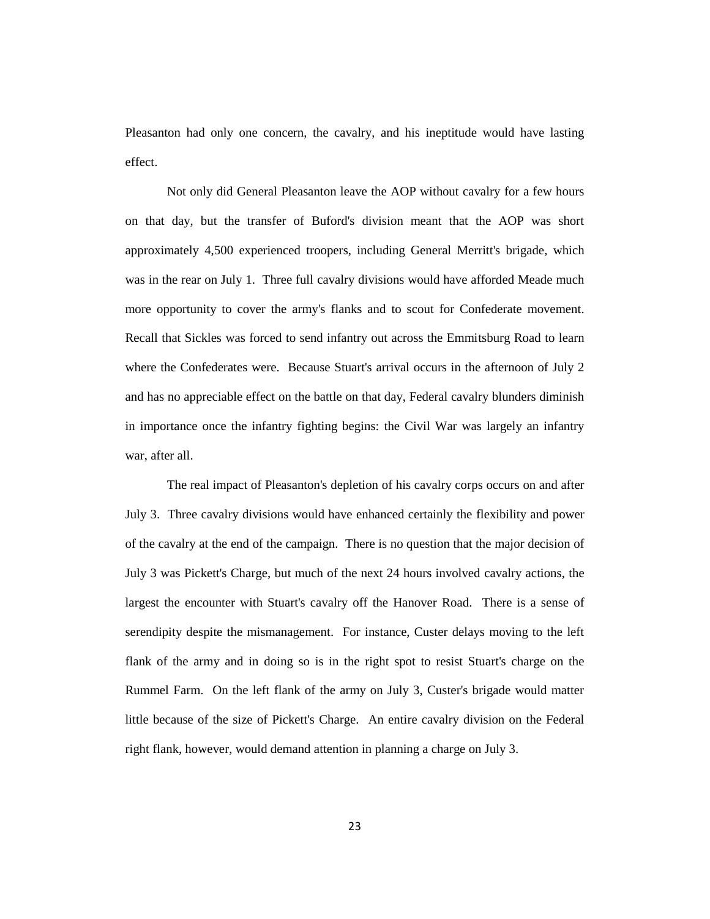Pleasanton had only one concern, the cavalry, and his ineptitude would have lasting effect.

Not only did General Pleasanton leave the AOP without cavalry for a few hours on that day, but the transfer of Buford's division meant that the AOP was short approximately 4,500 experienced troopers, including General Merritt's brigade, which was in the rear on July 1. Three full cavalry divisions would have afforded Meade much more opportunity to cover the army's flanks and to scout for Confederate movement. Recall that Sickles was forced to send infantry out across the Emmitsburg Road to learn where the Confederates were. Because Stuart's arrival occurs in the afternoon of July 2 and has no appreciable effect on the battle on that day, Federal cavalry blunders diminish in importance once the infantry fighting begins: the Civil War was largely an infantry war, after all.

The real impact of Pleasanton's depletion of his cavalry corps occurs on and after July 3. Three cavalry divisions would have enhanced certainly the flexibility and power of the cavalry at the end of the campaign. There is no question that the major decision of July 3 was Pickett's Charge, but much of the next 24 hours involved cavalry actions, the largest the encounter with Stuart's cavalry off the Hanover Road. There is a sense of serendipity despite the mismanagement. For instance, Custer delays moving to the left flank of the army and in doing so is in the right spot to resist Stuart's charge on the Rummel Farm. On the left flank of the army on July 3, Custer's brigade would matter little because of the size of Pickett's Charge. An entire cavalry division on the Federal right flank, however, would demand attention in planning a charge on July 3.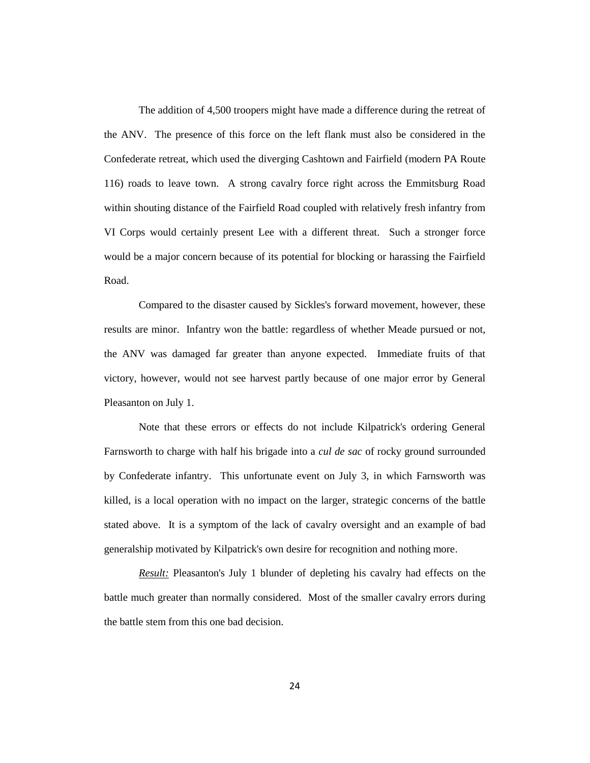The addition of 4,500 troopers might have made a difference during the retreat of the ANV. The presence of this force on the left flank must also be considered in the Confederate retreat, which used the diverging Cashtown and Fairfield (modern PA Route 116) roads to leave town. A strong cavalry force right across the Emmitsburg Road within shouting distance of the Fairfield Road coupled with relatively fresh infantry from VI Corps would certainly present Lee with a different threat. Such a stronger force would be a major concern because of its potential for blocking or harassing the Fairfield Road.

Compared to the disaster caused by Sickles's forward movement, however, these results are minor. Infantry won the battle: regardless of whether Meade pursued or not, the ANV was damaged far greater than anyone expected. Immediate fruits of that victory, however, would not see harvest partly because of one major error by General Pleasanton on July 1.

Note that these errors or effects do not include Kilpatrick's ordering General Farnsworth to charge with half his brigade into a *cul de sac* of rocky ground surrounded by Confederate infantry. This unfortunate event on July 3, in which Farnsworth was killed, is a local operation with no impact on the larger, strategic concerns of the battle stated above. It is a symptom of the lack of cavalry oversight and an example of bad generalship motivated by Kilpatrick's own desire for recognition and nothing more.

*Result:* Pleasanton's July 1 blunder of depleting his cavalry had effects on the battle much greater than normally considered. Most of the smaller cavalry errors during the battle stem from this one bad decision.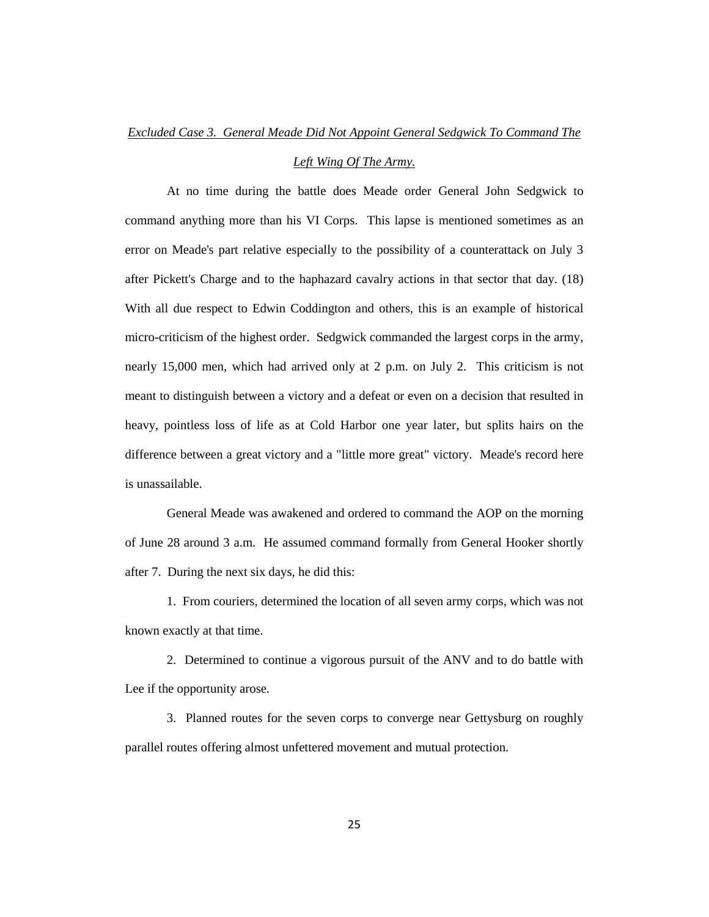*Excluded Case 3. General Meade Did Not Appoint General Sedgwick To Command The Left Wing Of The Army.*

At no time during the battle does Meade order General John Sedgwick to command anything more than his VI Corps. This lapse is mentioned sometimes as an error on Meade's part relative especially to the possibility of a counterattack on July 3 after Pickett's Charge and to the haphazard cavalry actions in that sector that day. (18) With all due respect to Edwin Coddington and others, this is an example of historical micro-criticism of the highest order. Sedgwick commanded the largest corps in the army, nearly 15,000 men, which had arrived only at 2 p.m. on July 2. This criticism is not meant to distinguish between a victory and a defeat or even on a decision that resulted in heavy, pointless loss of life as at Cold Harbor one year later, but splits hairs on the difference between a great victory and a "little more great" victory. Meade's record here is unassailable.

General Meade was awakened and ordered to command the AOP on the morning of June 28 around 3 a.m. He assumed command formally from General Hooker shortly after 7. During the next six days, he did this:

1. From couriers, determined the location of all seven army corps, which was not known exactly at that time.

2. Determined to continue a vigorous pursuit of the ANV and to do battle with Lee if the opportunity arose.

3. Planned routes for the seven corps to converge near Gettysburg on roughly parallel routes offering almost unfettered movement and mutual protection.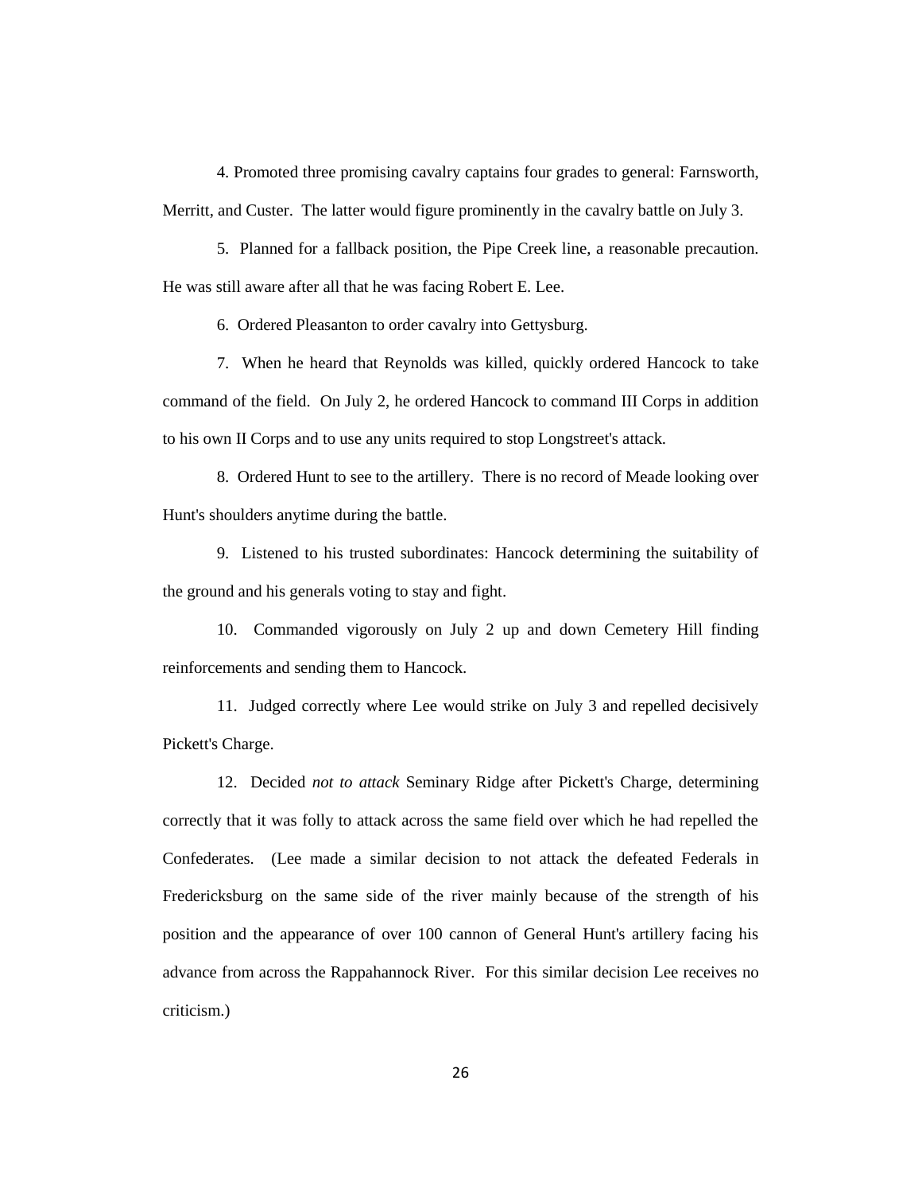4. Promoted three promising cavalry captains four grades to general: Farnsworth, Merritt, and Custer. The latter would figure prominently in the cavalry battle on July 3.

5. Planned for a fallback position, the Pipe Creek line, a reasonable precaution. He was still aware after all that he was facing Robert E. Lee.

6. Ordered Pleasanton to order cavalry into Gettysburg.

7. When he heard that Reynolds was killed, quickly ordered Hancock to take command of the field. On July 2, he ordered Hancock to command III Corps in addition to his own II Corps and to use any units required to stop Longstreet's attack.

8. Ordered Hunt to see to the artillery. There is no record of Meade looking over Hunt's shoulders anytime during the battle.

9. Listened to his trusted subordinates: Hancock determining the suitability of the ground and his generals voting to stay and fight.

10. Commanded vigorously on July 2 up and down Cemetery Hill finding reinforcements and sending them to Hancock.

11. Judged correctly where Lee would strike on July 3 and repelled decisively Pickett's Charge.

12. Decided *not to attack* Seminary Ridge after Pickett's Charge, determining correctly that it was folly to attack across the same field over which he had repelled the Confederates. (Lee made a similar decision to not attack the defeated Federals in Fredericksburg on the same side of the river mainly because of the strength of his position and the appearance of over 100 cannon of General Hunt's artillery facing his advance from across the Rappahannock River. For this similar decision Lee receives no criticism.)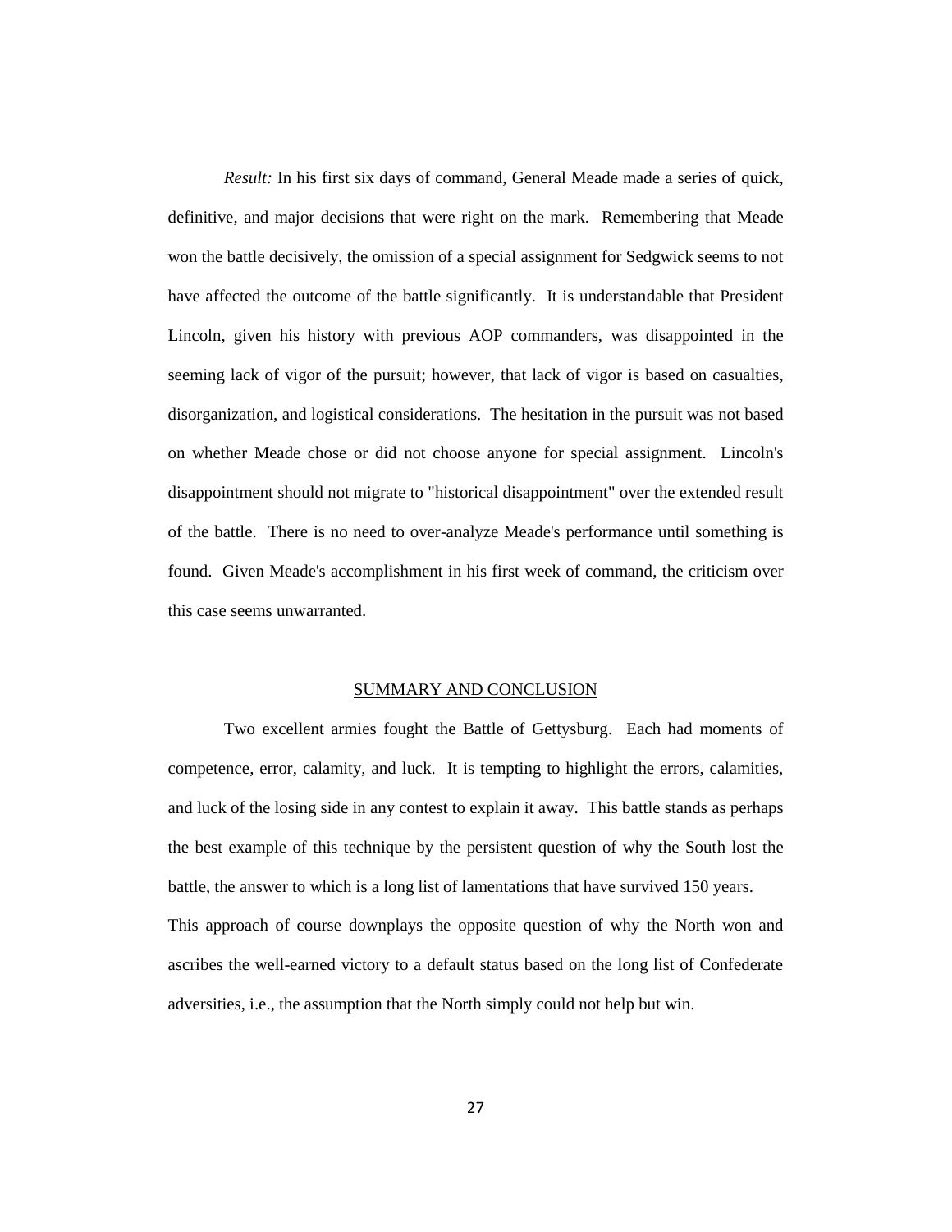*Result:* In his first six days of command, General Meade made a series of quick, definitive, and major decisions that were right on the mark. Remembering that Meade won the battle decisively, the omission of a special assignment for Sedgwick seems to not have affected the outcome of the battle significantly. It is understandable that President Lincoln, given his history with previous AOP commanders, was disappointed in the seeming lack of vigor of the pursuit; however, that lack of vigor is based on casualties, disorganization, and logistical considerations. The hesitation in the pursuit was not based on whether Meade chose or did not choose anyone for special assignment. Lincoln's disappointment should not migrate to "historical disappointment" over the extended result of the battle. There is no need to over-analyze Meade's performance until something is found. Given Meade's accomplishment in his first week of command, the criticism over this case seems unwarranted.

## SUMMARY AND CONCLUSION

Two excellent armies fought the Battle of Gettysburg. Each had moments of competence, error, calamity, and luck. It is tempting to highlight the errors, calamities, and luck of the losing side in any contest to explain it away. This battle stands as perhaps the best example of this technique by the persistent question of why the South lost the battle, the answer to which is a long list of lamentations that have survived 150 years. This approach of course downplays the opposite question of why the North won and ascribes the well-earned victory to a default status based on the long list of Confederate adversities, i.e., the assumption that the North simply could not help but win.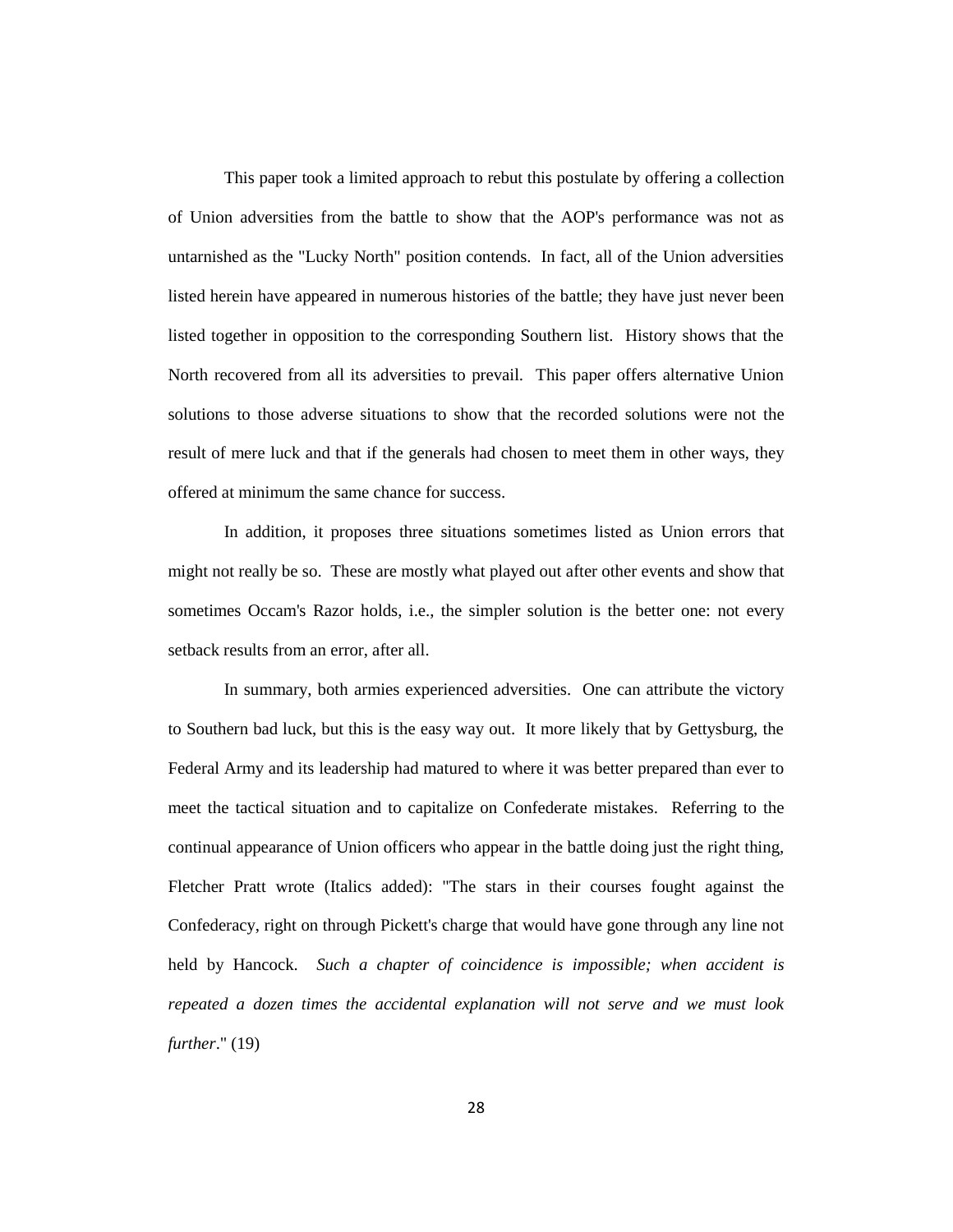This paper took a limited approach to rebut this postulate by offering a collection of Union adversities from the battle to show that the AOP's performance was not as untarnished as the "Lucky North" position contends. In fact, all of the Union adversities listed herein have appeared in numerous histories of the battle; they have just never been listed together in opposition to the corresponding Southern list. History shows that the North recovered from all its adversities to prevail. This paper offers alternative Union solutions to those adverse situations to show that the recorded solutions were not the result of mere luck and that if the generals had chosen to meet them in other ways, they offered at minimum the same chance for success.

In addition, it proposes three situations sometimes listed as Union errors that might not really be so. These are mostly what played out after other events and show that sometimes Occam's Razor holds, i.e., the simpler solution is the better one: not every setback results from an error, after all.

In summary, both armies experienced adversities. One can attribute the victory to Southern bad luck, but this is the easy way out. It more likely that by Gettysburg, the Federal Army and its leadership had matured to where it was better prepared than ever to meet the tactical situation and to capitalize on Confederate mistakes. Referring to the continual appearance of Union officers who appear in the battle doing just the right thing, Fletcher Pratt wrote (Italics added): "The stars in their courses fought against the Confederacy, right on through Pickett's charge that would have gone through any line not held by Hancock. *Such a chapter of coincidence is impossible; when accident is repeated a dozen times the accidental explanation will not serve and we must look further*." (19)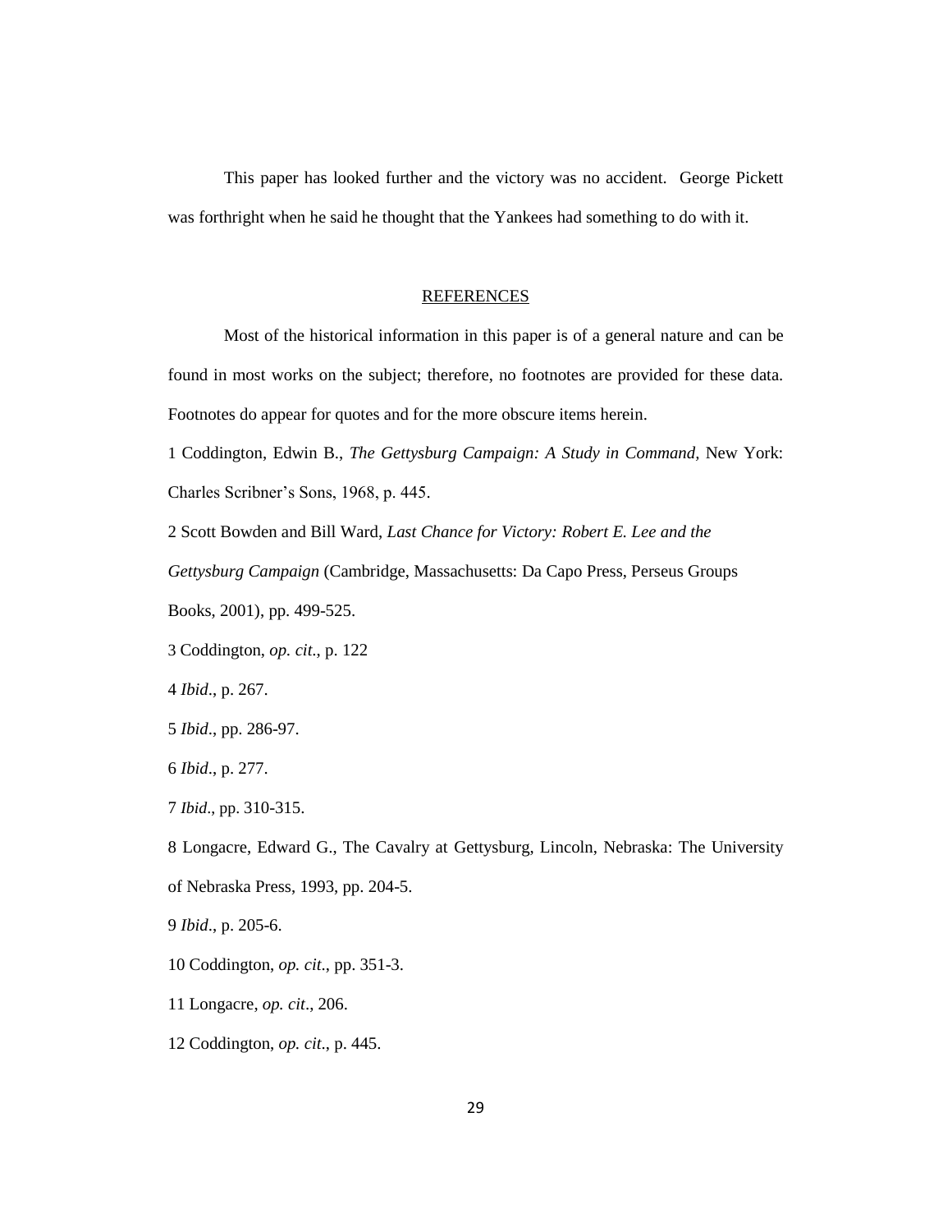This paper has looked further and the victory was no accident. George Pickett was forthright when he said he thought that the Yankees had something to do with it.

## REFERENCES

Most of the historical information in this paper is of a general nature and can be found in most works on the subject; therefore, no footnotes are provided for these data. Footnotes do appear for quotes and for the more obscure items herein.

1 Coddington, Edwin B., *The Gettysburg Campaign: A Study in Command,* New York: Charles Scribner's Sons, 1968, p. 445.

2 Scott Bowden and Bill Ward, *Last Chance for Victory: Robert E. Lee and the Gettysburg Campaign* (Cambridge, Massachusetts: Da Capo Press, Perseus Groups Books, 2001), pp. 499-525.

3 Coddington, *op. cit.,* p. 122

4 *Ibid*., p. 267.

5 *Ibid*., pp. 286-97.

6 *Ibid*., p. 277.

7 *Ibid*., pp. 310-315.

8 Longacre, Edward G., The Cavalry at Gettysburg, Lincoln, Nebraska: The University of Nebraska Press, 1993, pp. 204-5.

9 *Ibid*., p. 205-6.

10 Coddington, *op. cit*., pp. 351-3.

11 Longacre, *op. cit*., 206.

12 Coddington, *op. cit*., p. 445.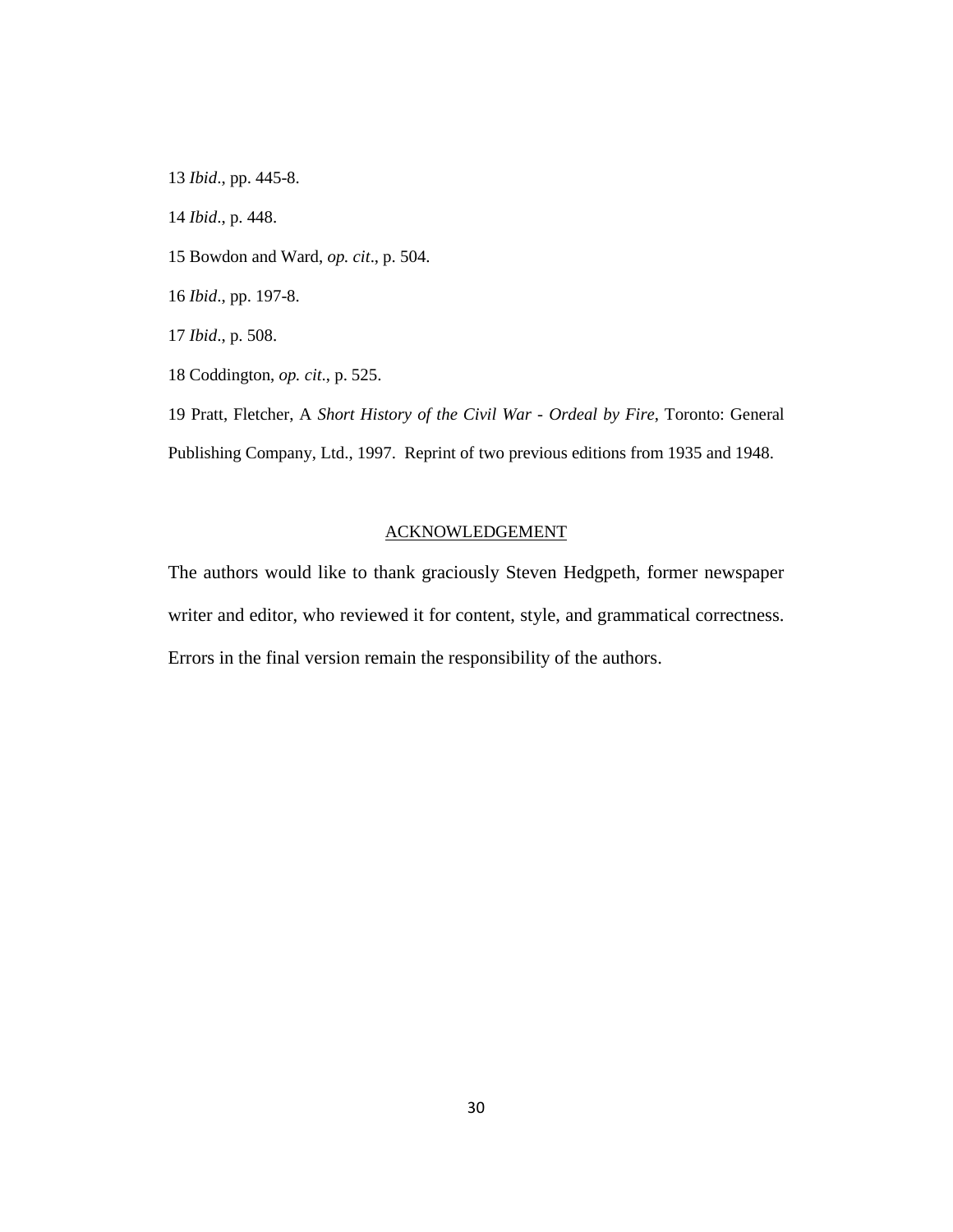13 *Ibid*., pp. 445-8.

14 *Ibid*., p. 448.

15 Bowdon and Ward, *op. cit*., p. 504.

16 *Ibid*., pp. 197-8.

17 *Ibid*., p. 508.

18 Coddington, *op. cit*., p. 525.

19 Pratt, Fletcher, A *Short History of the Civil War - Ordeal by Fire*, Toronto: General Publishing Company, Ltd., 1997. Reprint of two previous editions from 1935 and 1948.

## ACKNOWLEDGEMENT

The authors would like to thank graciously Steven Hedgpeth, former newspaper writer and editor, who reviewed it for content, style, and grammatical correctness. Errors in the final version remain the responsibility of the authors.